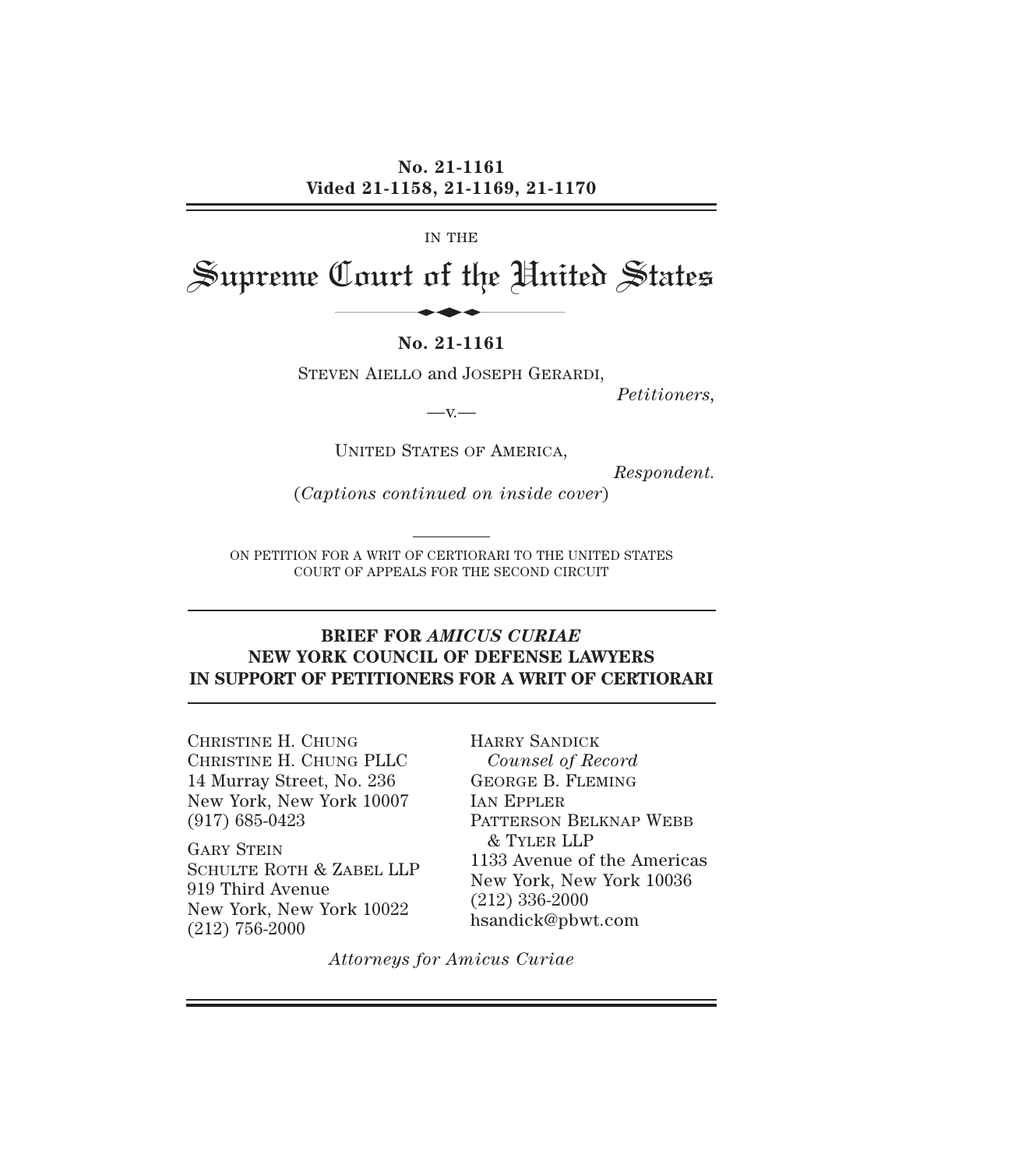**No. 21-1161**
**Vided 21-1158, 21-1169, 21-1170**

IN THE

# Supreme Court of the United States

**No. 21-1161**

STEVEN AIELLO and JOSEPH GERARDI,

*Petitioners*,

—v.—

UNITED STATES OF AMERICA,

*Respondent.*

(*Captions continued on inside cover*)

ON PETITION FOR A WRIT OF CERTIORARI TO THE UNITED STATES COURT OF APPEALS FOR THE SECOND CIRCUIT

## BRIEF FOR *AMICUS CURIAE* NEW YORK COUNCIL OF DEFENSE LAWYERS IN SUPPORT OF PETITIONERS FOR A WRIT OF CERTIORARI

HARRY SANDICK
*Counsel of Record*
GEORGE B. FLEMING
IAN EPPLER
PATTERSON BELKNAP WEBB & TYLER LLP
1133 Avenue of the Americas
New York, New York 10036
(212) 336-2000
hsandick@pbwt.com

CHRISTINE H. CHUNG
CHRISTINE H. CHUNG PLLC
14 Murray Street, No. 236
New York, New York 10007
(917) 685-0423

GARY STEIN
SCHULTE ROTH & ZABEL LLP
919 Third Avenue
New York, New York 10022
(212) 756-2000

*Attorneys for Amicus Curiae*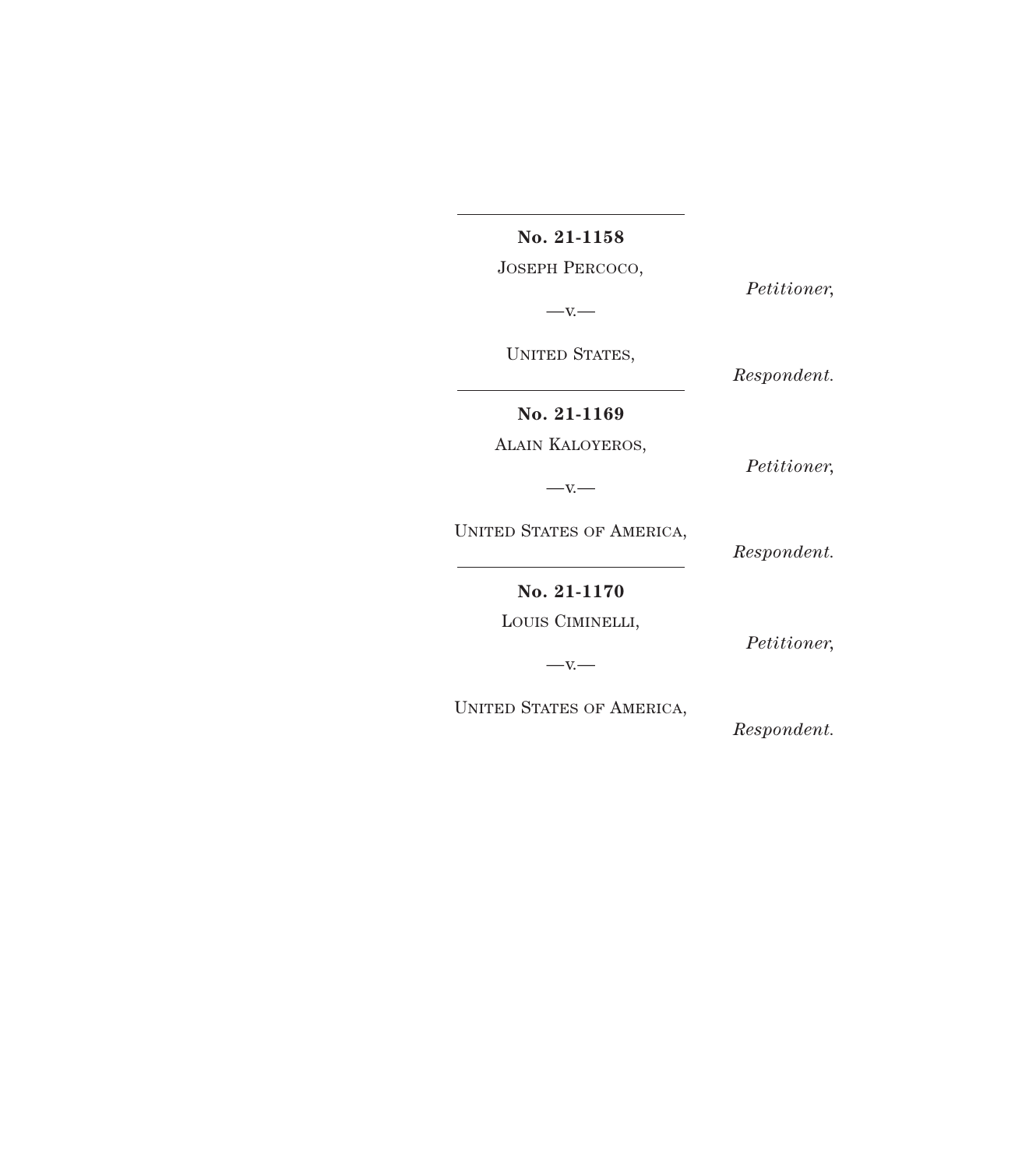**No. 21-1158**

Joseph Percoco,

*Petitioner*,

—v.—

United States,

*Respondent.*

---

**No. 21-1169**

Alain Kaloyeros,

*Petitioner*,

—v.—

United States of America,

*Respondent.*

---

**No. 21-1170**

Louis Ciminelli,

*Petitioner*,

—v.—

United States of America,

*Respondent.*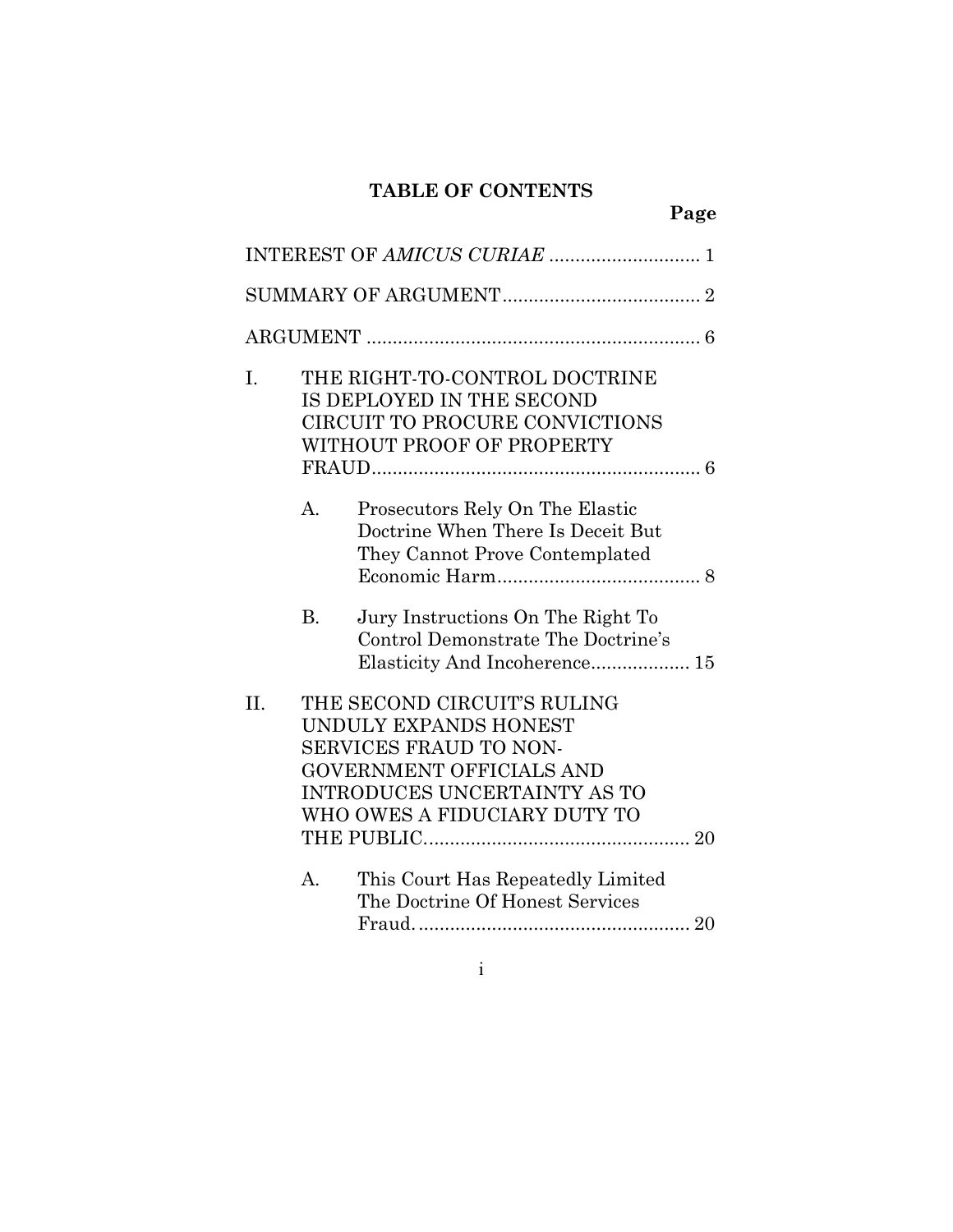# TABLE OF CONTENTS

**Page**

INTEREST OF *AMICUS CURIAE* ............................ 1

SUMMARY OF ARGUMENT...................................... 2

ARGUMENT ................................................................ 6

I. THE RIGHT-TO-CONTROL DOCTRINE IS DEPLOYED IN THE SECOND CIRCUIT TO PROCURE CONVICTIONS WITHOUT PROOF OF PROPERTY FRAUD................................................................ 6

   A. Prosecutors Rely On The Elastic Doctrine When There Is Deceit But They Cannot Prove Contemplated Economic Harm....................................... 8

   B. Jury Instructions On The Right To Control Demonstrate The Doctrine's Elasticity And Incoherence.................. 15

II. THE SECOND CIRCUIT'S RULING UNDULY EXPANDS HONEST SERVICES FRAUD TO NON-GOVERNMENT OFFICIALS AND INTRODUCES UNCERTAINTY AS TO WHO OWES A FIDUCIARY DUTY TO THE PUBLIC................................................... 20

   A. This Court Has Repeatedly Limited The Doctrine Of Honest Services Fraud..................................................... 20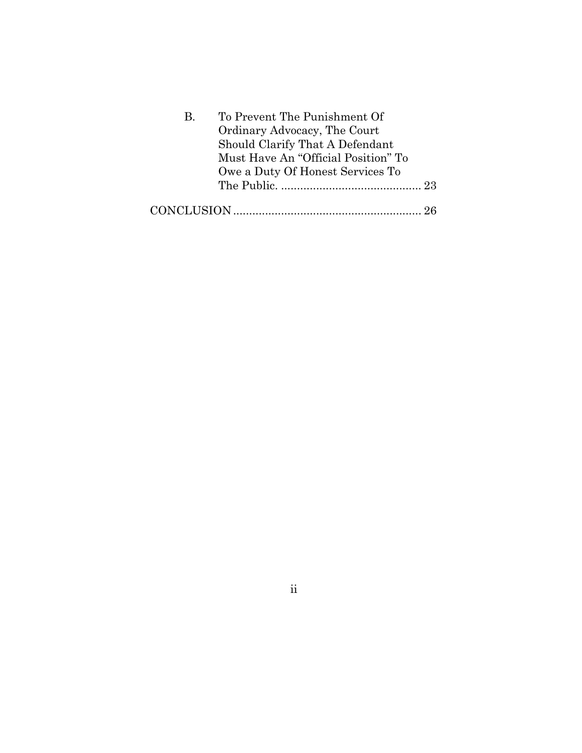B. To Prevent The Punishment Of Ordinary Advocacy, The Court Should Clarify That A Defendant Must Have An "Official Position" To Owe a Duty Of Honest Services To The Public. ............................................ 23

CONCLUSION .......................................................... 26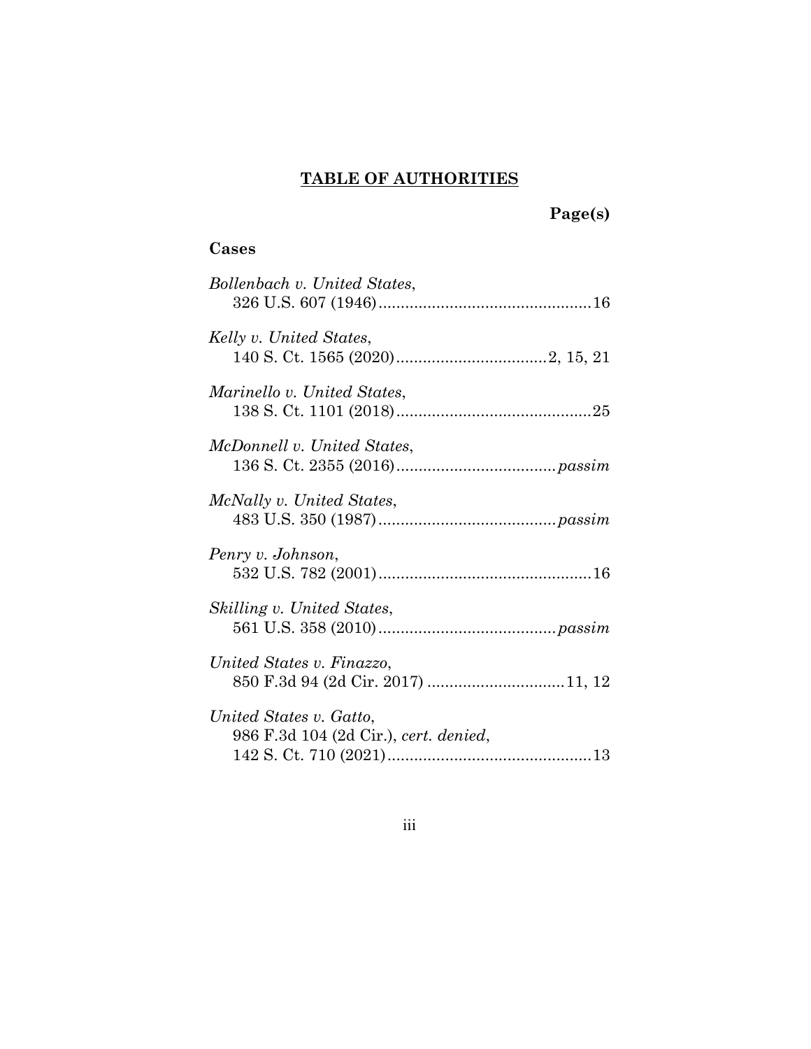# TABLE OF AUTHORITIES

**Page(s)**

## Cases

*Bollenbach v. United States*,
326 U.S. 607 (1946)................................................16

*Kelly v. United States*,
140 S. Ct. 1565 (2020)..................................2, 15, 21

*Marinello v. United States*,
138 S. Ct. 1101 (2018)............................................25

*McDonnell v. United States*,
136 S. Ct. 2355 (2016)....................................*passim*

*McNally v. United States*,
483 U.S. 350 (1987)........................................*passim*

*Penry v. Johnson*,
532 U.S. 782 (2001)................................................16

*Skilling v. United States*,
561 U.S. 358 (2010)........................................*passim*

*United States v. Finazzo*,
850 F.3d 94 (2d Cir. 2017) ...............................11, 12

*United States v. Gatto*,
986 F.3d 104 (2d Cir.), *cert. denied*,
142 S. Ct. 710 (2021)..............................................13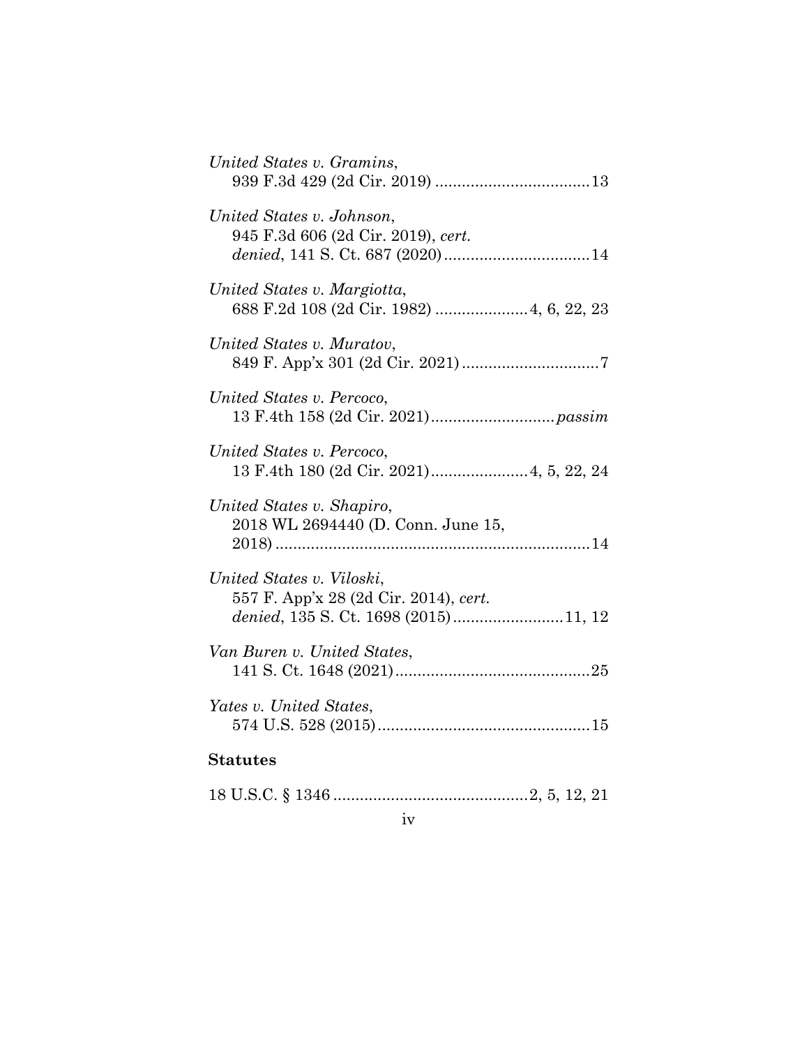*United States v. Gramins*,
939 F.3d 429 (2d Cir. 2019) ....................................13

*United States v. Johnson*,
945 F.3d 606 (2d Cir. 2019), *cert. denied*, 141 S. Ct. 687 (2020)..................................14

*United States v. Margiotta*,
688 F.2d 108 (2d Cir. 1982) ......................4, 6, 22, 23

*United States v. Muratov*,
849 F. App'x 301 (2d Cir. 2021)...............................7

*United States v. Percoco*,
13 F.4th 158 (2d Cir. 2021)............................*passim*

*United States v. Percoco*,
13 F.4th 180 (2d Cir. 2021)......................4, 5, 22, 24

*United States v. Shapiro*,
2018 WL 2694440 (D. Conn. June 15, 2018).......................................................................14

*United States v. Viloski*,
557 F. App'x 28 (2d Cir. 2014), *cert. denied*, 135 S. Ct. 1698 (2015).........................11, 12

*Van Buren v. United States*,
141 S. Ct. 1648 (2021)............................................25

*Yates v. United States*,
574 U.S. 528 (2015)................................................15

**Statutes**

18 U.S.C. § 1346 ............................................2, 5, 12, 21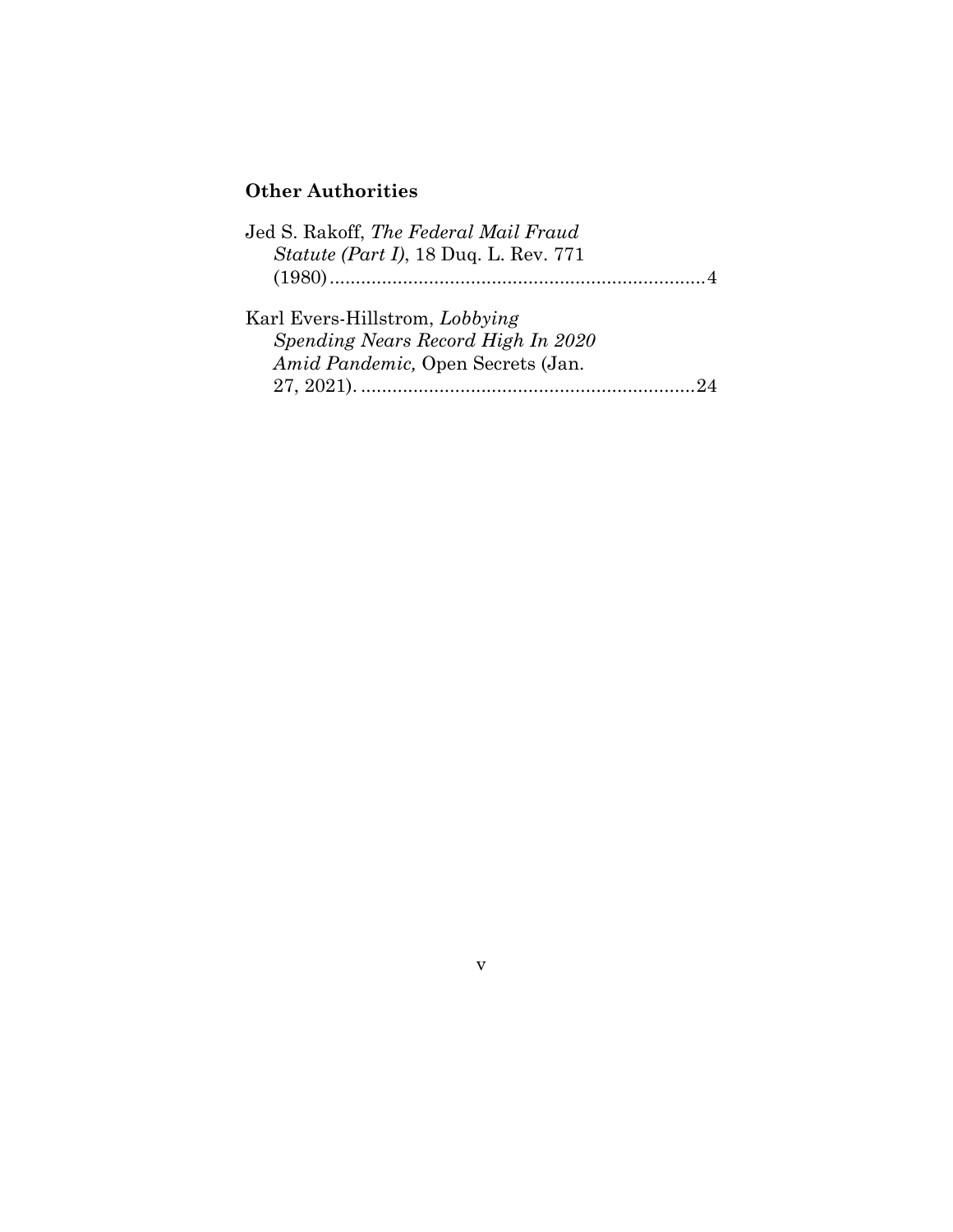## Other Authorities

Jed S. Rakoff, *The Federal Mail Fraud Statute (Part I)*, 18 Duq. L. Rev. 771 (1980)........................................................................4

Karl Evers-Hillstrom, *Lobbying Spending Nears Record High In 2020 Amid Pandemic,* Open Secrets (Jan. 27, 2021). ................................................................24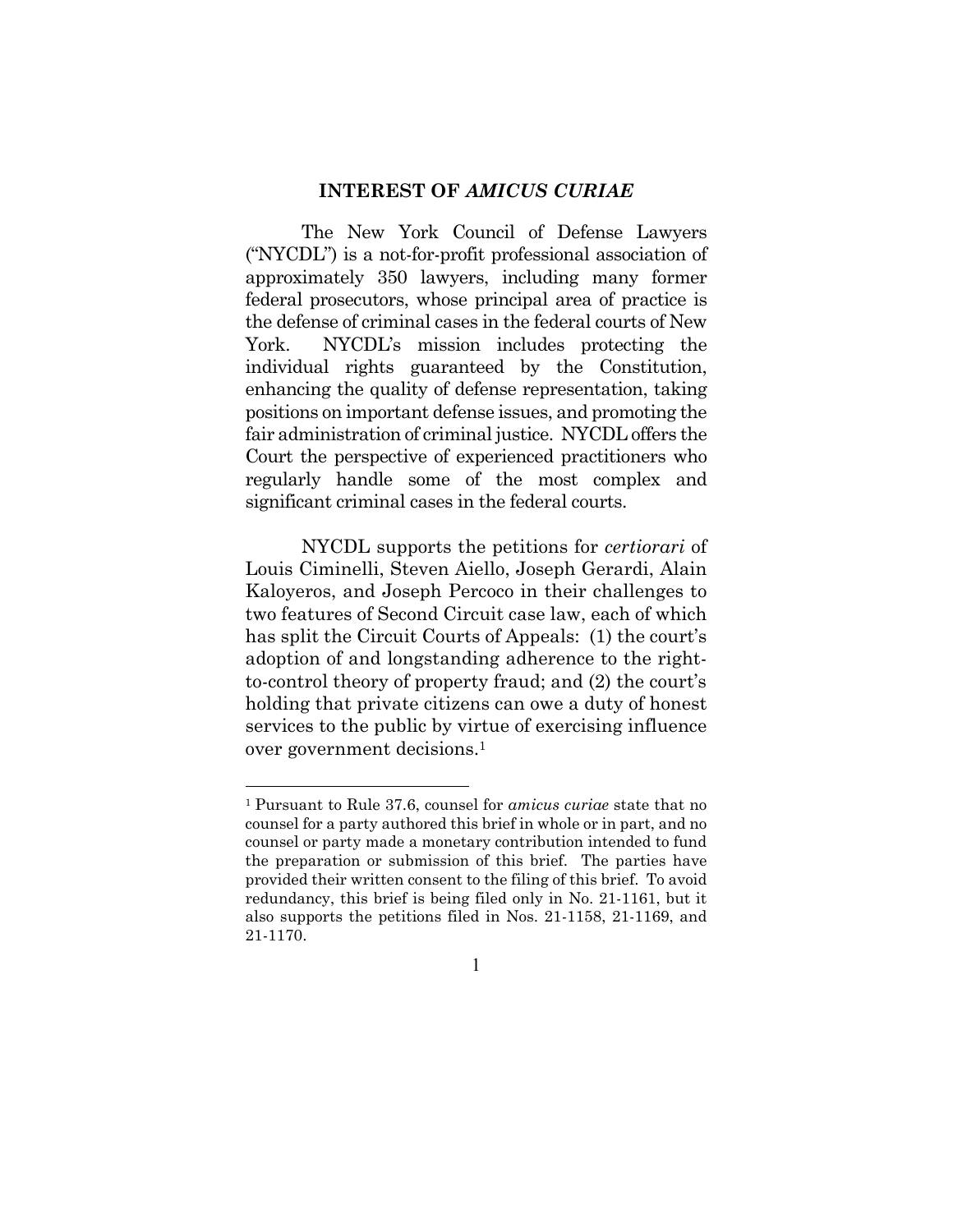## INTEREST OF *AMICUS CURIAE*

The New York Council of Defense Lawyers ("NYCDL") is a not-for-profit professional association of approximately 350 lawyers, including many former federal prosecutors, whose principal area of practice is the defense of criminal cases in the federal courts of New York. NYCDL's mission includes protecting the individual rights guaranteed by the Constitution, enhancing the quality of defense representation, taking positions on important defense issues, and promoting the fair administration of criminal justice. NYCDL offers the Court the perspective of experienced practitioners who regularly handle some of the most complex and significant criminal cases in the federal courts.

NYCDL supports the petitions for *certiorari* of Louis Ciminelli, Steven Aiello, Joseph Gerardi, Alain Kaloyeros, and Joseph Percoco in their challenges to two features of Second Circuit case law, each of which has split the Circuit Courts of Appeals: (1) the court's adoption of and longstanding adherence to the right-to-control theory of property fraud; and (2) the court's holding that private citizens can owe a duty of honest services to the public by virtue of exercising influence over government decisions.[1]

[1] Pursuant to Rule 37.6, counsel for *amicus curiae* state that no counsel for a party authored this brief in whole or in part, and no counsel or party made a monetary contribution intended to fund the preparation or submission of this brief. The parties have provided their written consent to the filing of this brief. To avoid redundancy, this brief is being filed only in No. 21-1161, but it also supports the petitions filed in Nos. 21-1158, 21-1169, and 21-1170.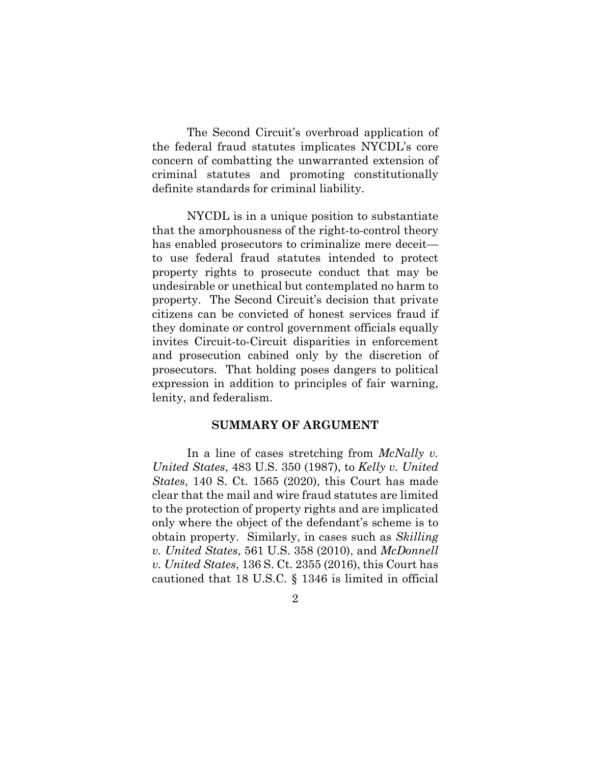The Second Circuit's overbroad application of the federal fraud statutes implicates NYCDL's core concern of combatting the unwarranted extension of criminal statutes and promoting constitutionally definite standards for criminal liability.

NYCDL is in a unique position to substantiate that the amorphousness of the right-to-control theory has enabled prosecutors to criminalize mere deceit—to use federal fraud statutes intended to protect property rights to prosecute conduct that may be undesirable or unethical but contemplated no harm to property. The Second Circuit's decision that private citizens can be convicted of honest services fraud if they dominate or control government officials equally invites Circuit-to-Circuit disparities in enforcement and prosecution cabined only by the discretion of prosecutors. That holding poses dangers to political expression in addition to principles of fair warning, lenity, and federalism.

## SUMMARY OF ARGUMENT

In a line of cases stretching from *McNally v. United States*, 483 U.S. 350 (1987), to *Kelly v. United States*, 140 S. Ct. 1565 (2020), this Court has made clear that the mail and wire fraud statutes are limited to the protection of property rights and are implicated only where the object of the defendant's scheme is to obtain property. Similarly, in cases such as *Skilling v. United States*, 561 U.S. 358 (2010), and *McDonnell v. United States*, 136 S. Ct. 2355 (2016), this Court has cautioned that 18 U.S.C. § 1346 is limited in official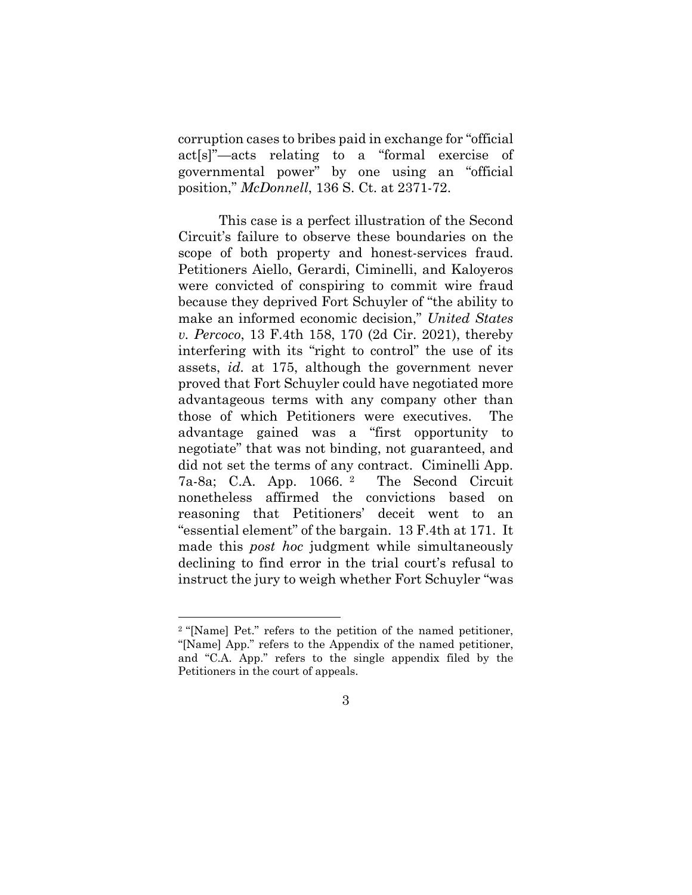corruption cases to bribes paid in exchange for "official act[s]"—acts relating to a "formal exercise of governmental power" by one using an "official position," *McDonnell*, 136 S. Ct. at 2371-72.

This case is a perfect illustration of the Second Circuit's failure to observe these boundaries on the scope of both property and honest-services fraud. Petitioners Aiello, Gerardi, Ciminelli, and Kaloyeros were convicted of conspiring to commit wire fraud because they deprived Fort Schuyler of "the ability to make an informed economic decision," *United States v. Percoco*, 13 F.4th 158, 170 (2d Cir. 2021), thereby interfering with its "right to control" the use of its assets, *id.* at 175, although the government never proved that Fort Schuyler could have negotiated more advantageous terms with any company other than those of which Petitioners were executives. The advantage gained was a "first opportunity to negotiate" that was not binding, not guaranteed, and did not set the terms of any contract. Ciminelli App. 7a-8a; C.A. App. 1066.[2] The Second Circuit nonetheless affirmed the convictions based on reasoning that Petitioners' deceit went to an "essential element" of the bargain. 13 F.4th at 171. It made this *post hoc* judgment while simultaneously declining to find error in the trial court's refusal to instruct the jury to weigh whether Fort Schuyler "was

---

[2] "[Name] Pet." refers to the petition of the named petitioner, "[Name] App." refers to the Appendix of the named petitioner, and "C.A. App." refers to the single appendix filed by the Petitioners in the court of appeals.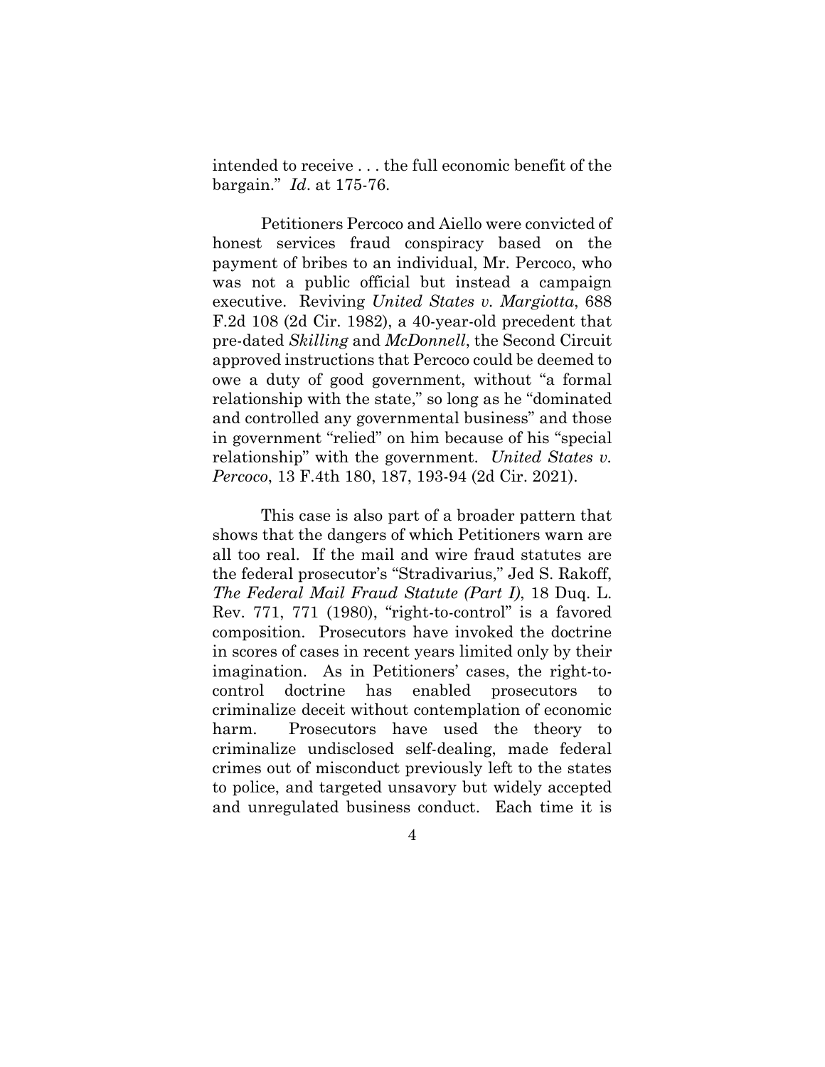intended to receive . . . the full economic benefit of the bargain." *Id*. at 175-76.

Petitioners Percoco and Aiello were convicted of honest services fraud conspiracy based on the payment of bribes to an individual, Mr. Percoco, who was not a public official but instead a campaign executive. Reviving *United States v. Margiotta*, 688 F.2d 108 (2d Cir. 1982), a 40-year-old precedent that pre-dated *Skilling* and *McDonnell*, the Second Circuit approved instructions that Percoco could be deemed to owe a duty of good government, without "a formal relationship with the state," so long as he "dominated and controlled any governmental business" and those in government "relied" on him because of his "special relationship" with the government. *United States v. Percoco*, 13 F.4th 180, 187, 193-94 (2d Cir. 2021).

This case is also part of a broader pattern that shows that the dangers of which Petitioners warn are all too real. If the mail and wire fraud statutes are the federal prosecutor's "Stradivarius," Jed S. Rakoff, *The Federal Mail Fraud Statute (Part I)*, 18 Duq. L. Rev. 771, 771 (1980), "right-to-control" is a favored composition. Prosecutors have invoked the doctrine in scores of cases in recent years limited only by their imagination. As in Petitioners' cases, the right-to-control doctrine has enabled prosecutors to criminalize deceit without contemplation of economic harm. Prosecutors have used the theory to criminalize undisclosed self-dealing, made federal crimes out of misconduct previously left to the states to police, and targeted unsavory but widely accepted and unregulated business conduct. Each time it is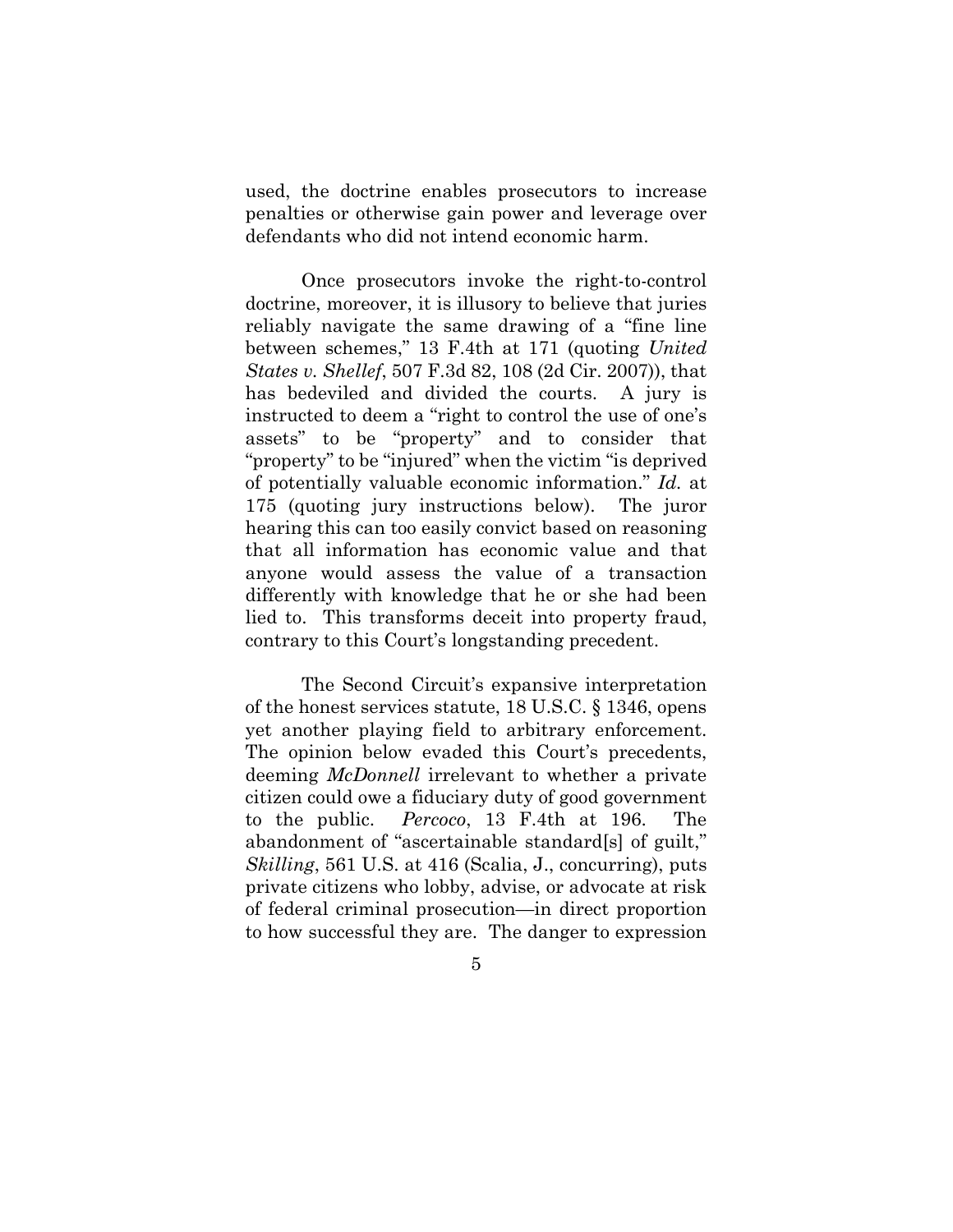used, the doctrine enables prosecutors to increase penalties or otherwise gain power and leverage over defendants who did not intend economic harm.

Once prosecutors invoke the right-to-control doctrine, moreover, it is illusory to believe that juries reliably navigate the same drawing of a "fine line between schemes," 13 F.4th at 171 (quoting *United States v. Shellef*, 507 F.3d 82, 108 (2d Cir. 2007)), that has bedeviled and divided the courts. A jury is instructed to deem a "right to control the use of one's assets" to be "property" and to consider that "property" to be "injured" when the victim "is deprived of potentially valuable economic information." *Id.* at 175 (quoting jury instructions below). The juror hearing this can too easily convict based on reasoning that all information has economic value and that anyone would assess the value of a transaction differently with knowledge that he or she had been lied to. This transforms deceit into property fraud, contrary to this Court's longstanding precedent.

The Second Circuit's expansive interpretation of the honest services statute, 18 U.S.C. § 1346, opens yet another playing field to arbitrary enforcement. The opinion below evaded this Court's precedents, deeming *McDonnell* irrelevant to whether a private citizen could owe a fiduciary duty of good government to the public. *Percoco*, 13 F.4th at 196. The abandonment of "ascertainable standard[s] of guilt," *Skilling*, 561 U.S. at 416 (Scalia, J., concurring), puts private citizens who lobby, advise, or advocate at risk of federal criminal prosecution—in direct proportion to how successful they are. The danger to expression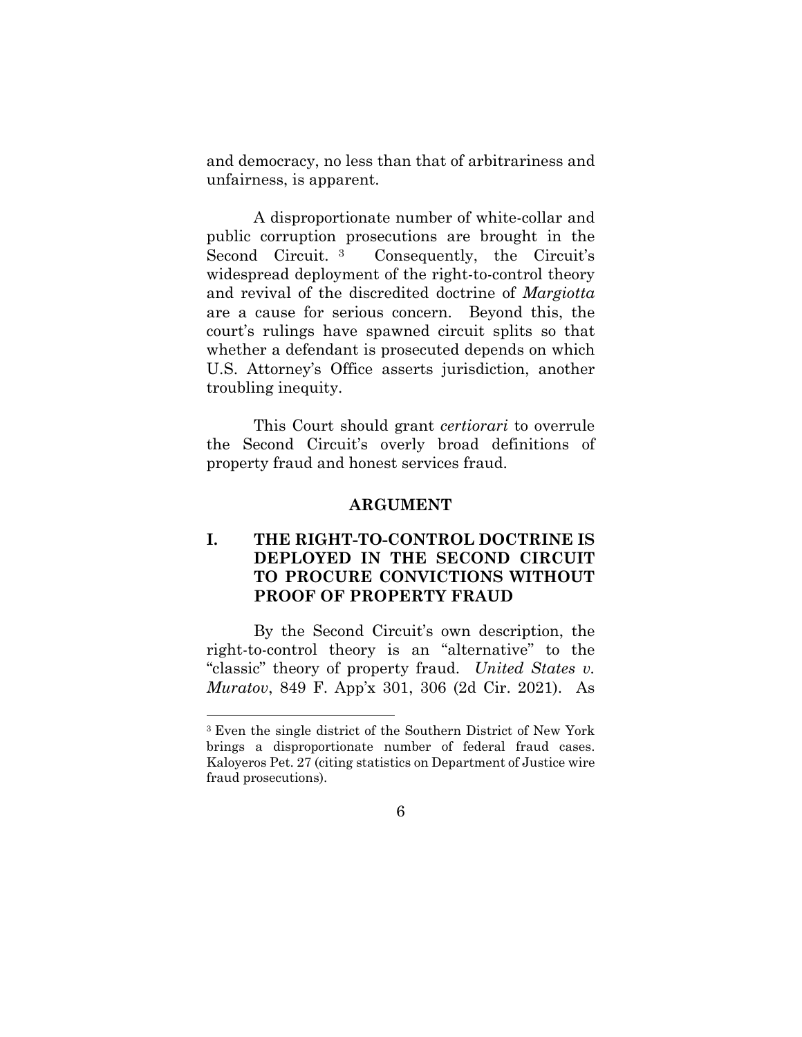and democracy, no less than that of arbitrariness and unfairness, is apparent.

A disproportionate number of white-collar and public corruption prosecutions are brought in the Second Circuit.[3] Consequently, the Circuit's widespread deployment of the right-to-control theory and revival of the discredited doctrine of *Margiotta* are a cause for serious concern. Beyond this, the court's rulings have spawned circuit splits so that whether a defendant is prosecuted depends on which U.S. Attorney's Office asserts jurisdiction, another troubling inequity.

This Court should grant *certiorari* to overrule the Second Circuit's overly broad definitions of property fraud and honest services fraud.

## ARGUMENT

### I. THE RIGHT-TO-CONTROL DOCTRINE IS DEPLOYED IN THE SECOND CIRCUIT TO PROCURE CONVICTIONS WITHOUT PROOF OF PROPERTY FRAUD

By the Second Circuit's own description, the right-to-control theory is an "alternative" to the "classic" theory of property fraud. *United States v. Muratov*, 849 F. App'x 301, 306 (2d Cir. 2021). As

---

[3] Even the single district of the Southern District of New York brings a disproportionate number of federal fraud cases. Kaloyeros Pet. 27 (citing statistics on Department of Justice wire fraud prosecutions).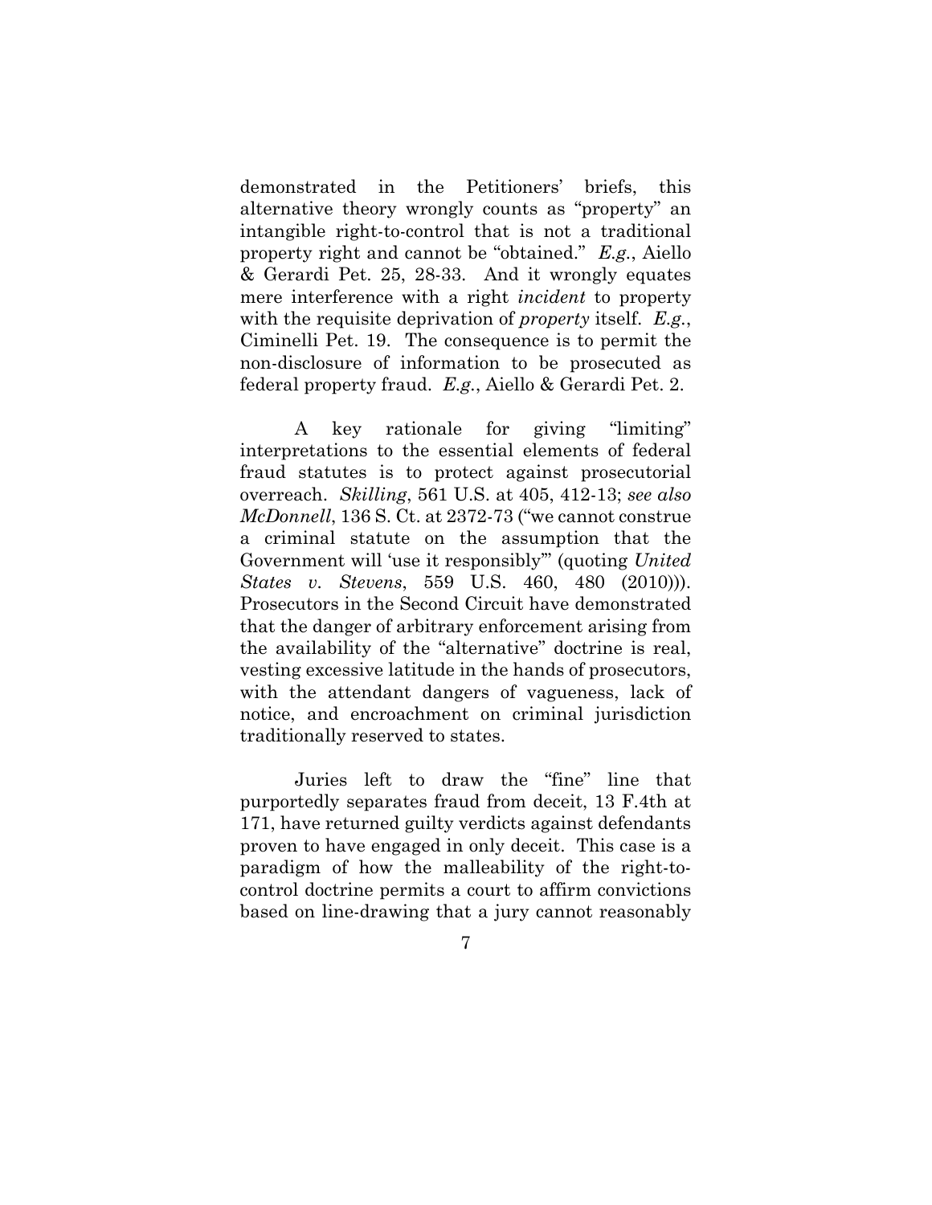demonstrated in the Petitioners' briefs, this alternative theory wrongly counts as "property" an intangible right-to-control that is not a traditional property right and cannot be "obtained." *E.g.*, Aiello & Gerardi Pet. 25, 28-33. And it wrongly equates mere interference with a right *incident* to property with the requisite deprivation of *property* itself. *E.g.*, Ciminelli Pet. 19. The consequence is to permit the non-disclosure of information to be prosecuted as federal property fraud. *E.g.*, Aiello & Gerardi Pet. 2.

A key rationale for giving "limiting" interpretations to the essential elements of federal fraud statutes is to protect against prosecutorial overreach. *Skilling*, 561 U.S. at 405, 412-13; *see also McDonnell*, 136 S. Ct. at 2372-73 ("we cannot construe a criminal statute on the assumption that the Government will 'use it responsibly'" (quoting *United States v. Stevens*, 559 U.S. 460, 480 (2010))). Prosecutors in the Second Circuit have demonstrated that the danger of arbitrary enforcement arising from the availability of the "alternative" doctrine is real, vesting excessive latitude in the hands of prosecutors, with the attendant dangers of vagueness, lack of notice, and encroachment on criminal jurisdiction traditionally reserved to states.

Juries left to draw the "fine" line that purportedly separates fraud from deceit, 13 F.4th at 171, have returned guilty verdicts against defendants proven to have engaged in only deceit. This case is a paradigm of how the malleability of the right-to-control doctrine permits a court to affirm convictions based on line-drawing that a jury cannot reasonably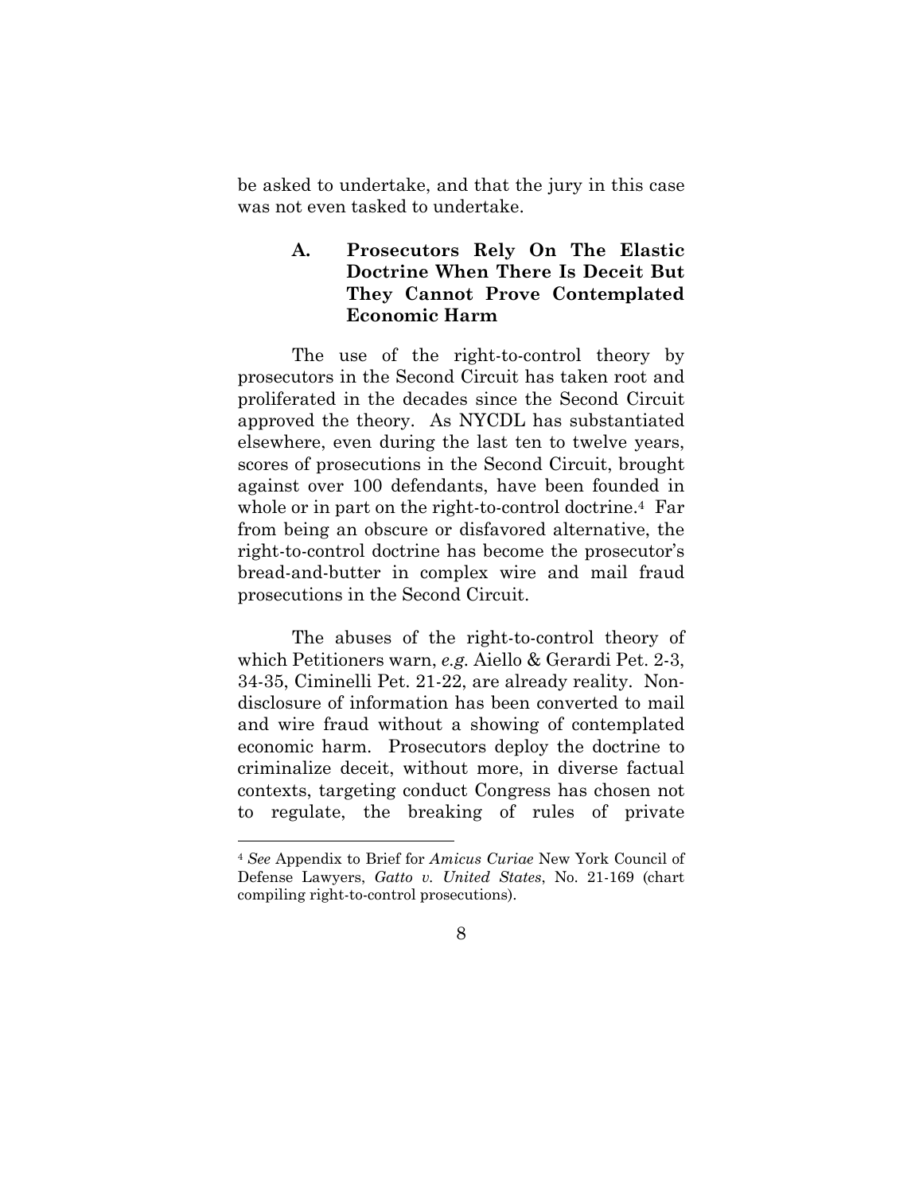be asked to undertake, and that the jury in this case was not even tasked to undertake.

### A. Prosecutors Rely On The Elastic Doctrine When There Is Deceit But They Cannot Prove Contemplated Economic Harm

The use of the right-to-control theory by prosecutors in the Second Circuit has taken root and proliferated in the decades since the Second Circuit approved the theory. As NYCDL has substantiated elsewhere, even during the last ten to twelve years, scores of prosecutions in the Second Circuit, brought against over 100 defendants, have been founded in whole or in part on the right-to-control doctrine.[4] Far from being an obscure or disfavored alternative, the right-to-control doctrine has become the prosecutor's bread-and-butter in complex wire and mail fraud prosecutions in the Second Circuit.

The abuses of the right-to-control theory of which Petitioners warn, *e.g.* Aiello & Gerardi Pet. 2-3, 34-35, Ciminelli Pet. 21-22, are already reality. Non-disclosure of information has been converted to mail and wire fraud without a showing of contemplated economic harm. Prosecutors deploy the doctrine to criminalize deceit, without more, in diverse factual contexts, targeting conduct Congress has chosen not to regulate, the breaking of rules of private

[4] *See* Appendix to Brief for *Amicus Curiae* New York Council of Defense Lawyers, *Gatto v. United States*, No. 21-169 (chart compiling right-to-control prosecutions).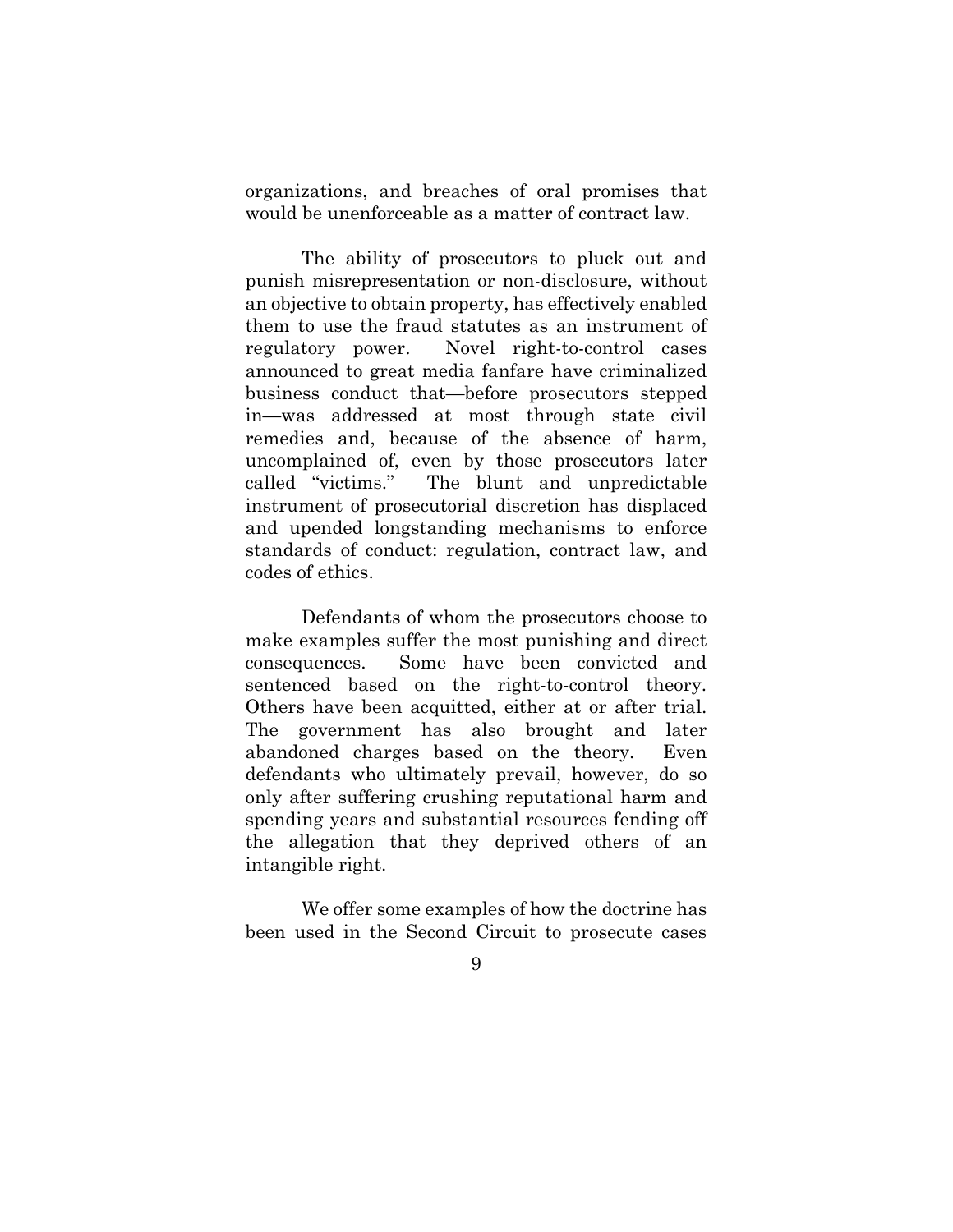organizations, and breaches of oral promises that would be unenforceable as a matter of contract law.

The ability of prosecutors to pluck out and punish misrepresentation or non-disclosure, without an objective to obtain property, has effectively enabled them to use the fraud statutes as an instrument of regulatory power. Novel right-to-control cases announced to great media fanfare have criminalized business conduct that—before prosecutors stepped in—was addressed at most through state civil remedies and, because of the absence of harm, uncomplained of, even by those prosecutors later called "victims." The blunt and unpredictable instrument of prosecutorial discretion has displaced and upended longstanding mechanisms to enforce standards of conduct: regulation, contract law, and codes of ethics.

Defendants of whom the prosecutors choose to make examples suffer the most punishing and direct consequences. Some have been convicted and sentenced based on the right-to-control theory. Others have been acquitted, either at or after trial. The government has also brought and later abandoned charges based on the theory. Even defendants who ultimately prevail, however, do so only after suffering crushing reputational harm and spending years and substantial resources fending off the allegation that they deprived others of an intangible right.

We offer some examples of how the doctrine has been used in the Second Circuit to prosecute cases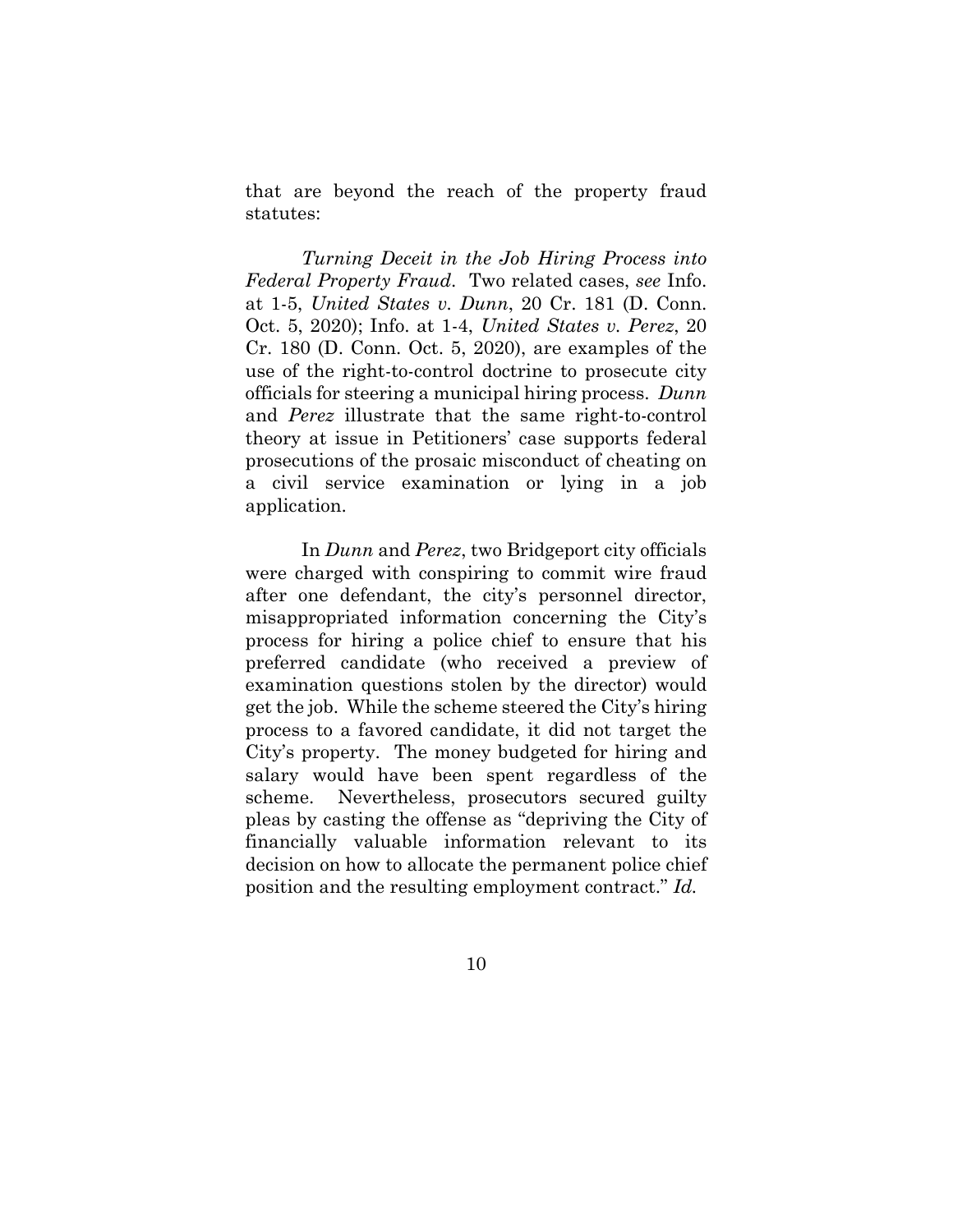that are beyond the reach of the property fraud statutes:

*Turning Deceit in the Job Hiring Process into Federal Property Fraud*. Two related cases, *see* Info. at 1-5, *United States v. Dunn*, 20 Cr. 181 (D. Conn. Oct. 5, 2020); Info. at 1-4, *United States v. Perez*, 20 Cr. 180 (D. Conn. Oct. 5, 2020), are examples of the use of the right-to-control doctrine to prosecute city officials for steering a municipal hiring process. *Dunn* and *Perez* illustrate that the same right-to-control theory at issue in Petitioners' case supports federal prosecutions of the prosaic misconduct of cheating on a civil service examination or lying in a job application.

In *Dunn* and *Perez*, two Bridgeport city officials were charged with conspiring to commit wire fraud after one defendant, the city's personnel director, misappropriated information concerning the City's process for hiring a police chief to ensure that his preferred candidate (who received a preview of examination questions stolen by the director) would get the job. While the scheme steered the City's hiring process to a favored candidate, it did not target the City's property. The money budgeted for hiring and salary would have been spent regardless of the scheme. Nevertheless, prosecutors secured guilty pleas by casting the offense as "depriving the City of financially valuable information relevant to its decision on how to allocate the permanent police chief position and the resulting employment contract." *Id.*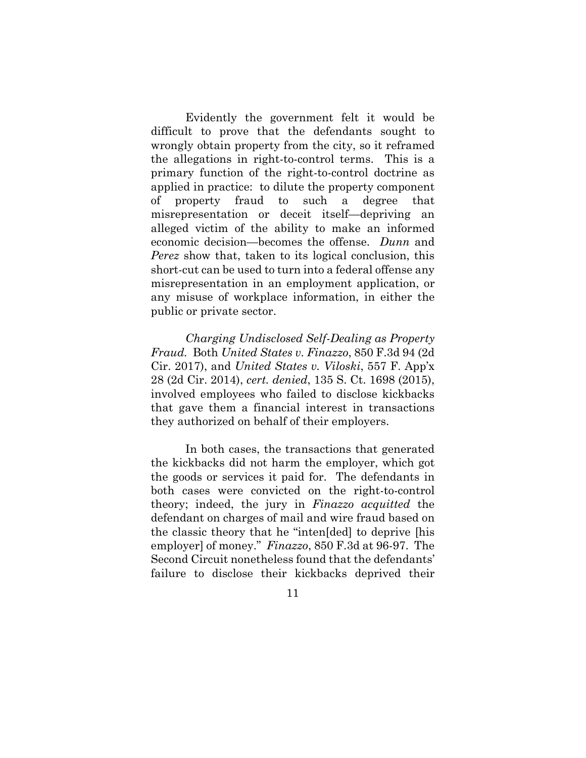Evidently the government felt it would be difficult to prove that the defendants sought to wrongly obtain property from the city, so it reframed the allegations in right-to-control terms. This is a primary function of the right-to-control doctrine as applied in practice: to dilute the property component of property fraud to such a degree that misrepresentation or deceit itself—depriving an alleged victim of the ability to make an informed economic decision—becomes the offense. *Dunn* and *Perez* show that, taken to its logical conclusion, this short-cut can be used to turn into a federal offense any misrepresentation in an employment application, or any misuse of workplace information, in either the public or private sector.

*Charging Undisclosed Self-Dealing as Property Fraud.* Both *United States v. Finazzo*, 850 F.3d 94 (2d Cir. 2017), and *United States v. Viloski*, 557 F. App'x 28 (2d Cir. 2014), *cert. denied*, 135 S. Ct. 1698 (2015), involved employees who failed to disclose kickbacks that gave them a financial interest in transactions they authorized on behalf of their employers.

In both cases, the transactions that generated the kickbacks did not harm the employer, which got the goods or services it paid for. The defendants in both cases were convicted on the right-to-control theory; indeed, the jury in *Finazzo acquitted* the defendant on charges of mail and wire fraud based on the classic theory that he "inten[ded] to deprive [his employer] of money." *Finazzo*, 850 F.3d at 96-97. The Second Circuit nonetheless found that the defendants' failure to disclose their kickbacks deprived their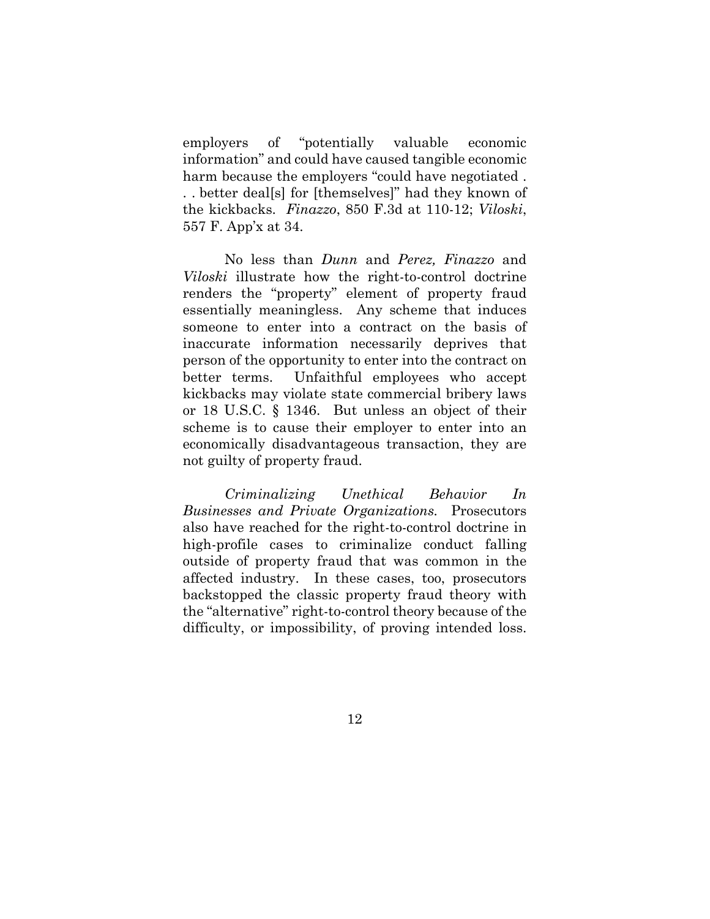employers of "potentially valuable economic information" and could have caused tangible economic harm because the employers "could have negotiated . . . better deal[s] for [themselves]" had they known of the kickbacks. *Finazzo*, 850 F.3d at 110-12; *Viloski*, 557 F. App'x at 34.

No less than *Dunn* and *Perez, Finazzo* and *Viloski* illustrate how the right-to-control doctrine renders the "property" element of property fraud essentially meaningless. Any scheme that induces someone to enter into a contract on the basis of inaccurate information necessarily deprives that person of the opportunity to enter into the contract on better terms. Unfaithful employees who accept kickbacks may violate state commercial bribery laws or 18 U.S.C. § 1346. But unless an object of their scheme is to cause their employer to enter into an economically disadvantageous transaction, they are not guilty of property fraud.

*Criminalizing Unethical Behavior In Businesses and Private Organizations.* Prosecutors also have reached for the right-to-control doctrine in high-profile cases to criminalize conduct falling outside of property fraud that was common in the affected industry. In these cases, too, prosecutors backstopped the classic property fraud theory with the "alternative" right-to-control theory because of the difficulty, or impossibility, of proving intended loss.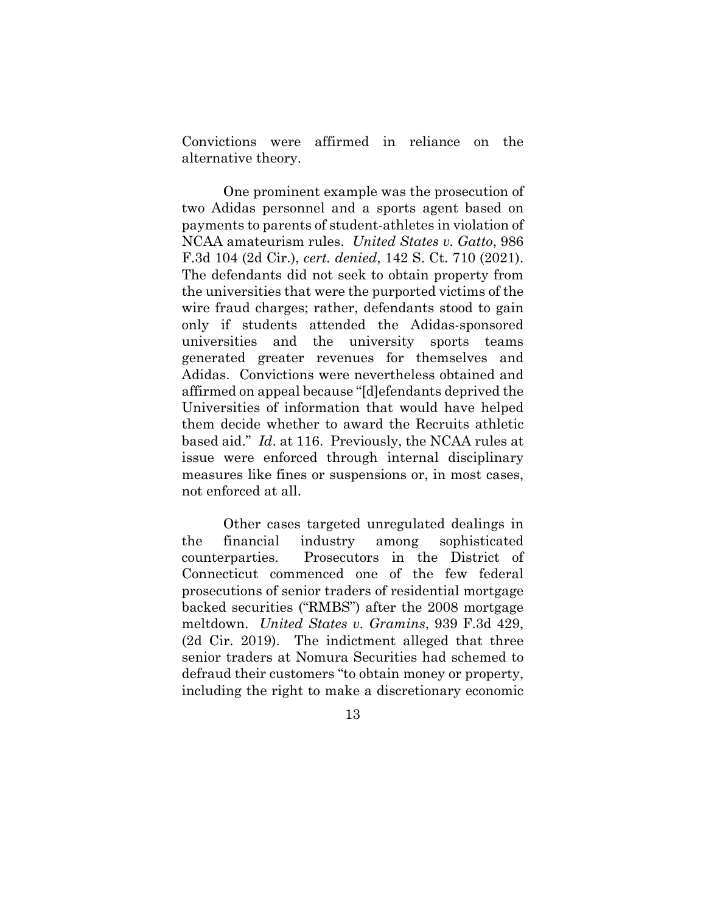Convictions were affirmed in reliance on the alternative theory.

One prominent example was the prosecution of two Adidas personnel and a sports agent based on payments to parents of student-athletes in violation of NCAA amateurism rules. *United States v. Gatto*, 986 F.3d 104 (2d Cir.), *cert. denied*, 142 S. Ct. 710 (2021). The defendants did not seek to obtain property from the universities that were the purported victims of the wire fraud charges; rather, defendants stood to gain only if students attended the Adidas-sponsored universities and the university sports teams generated greater revenues for themselves and Adidas. Convictions were nevertheless obtained and affirmed on appeal because "[d]efendants deprived the Universities of information that would have helped them decide whether to award the Recruits athletic based aid." *Id*. at 116. Previously, the NCAA rules at issue were enforced through internal disciplinary measures like fines or suspensions or, in most cases, not enforced at all.

Other cases targeted unregulated dealings in the financial industry among sophisticated counterparties. Prosecutors in the District of Connecticut commenced one of the few federal prosecutions of senior traders of residential mortgage backed securities ("RMBS") after the 2008 mortgage meltdown. *United States v. Gramins*, 939 F.3d 429, (2d Cir. 2019). The indictment alleged that three senior traders at Nomura Securities had schemed to defraud their customers "to obtain money or property, including the right to make a discretionary economic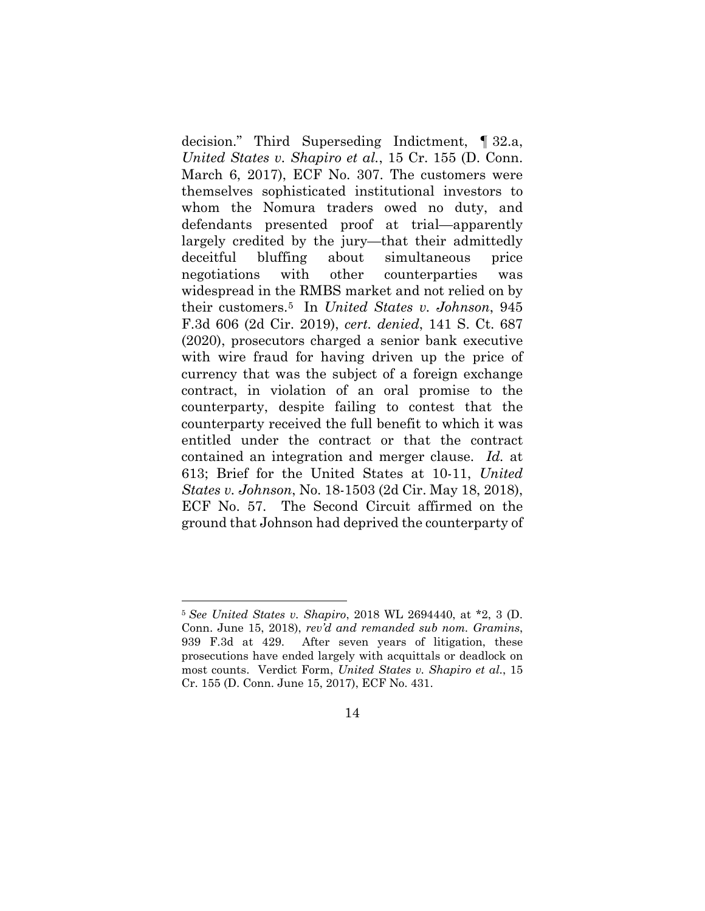decision." Third Superseding Indictment, ¶ 32.a, *United States v. Shapiro et al.*, 15 Cr. 155 (D. Conn. March 6, 2017), ECF No. 307. The customers were themselves sophisticated institutional investors to whom the Nomura traders owed no duty, and defendants presented proof at trial—apparently largely credited by the jury—that their admittedly deceitful bluffing about simultaneous price negotiations with other counterparties was widespread in the RMBS market and not relied on by their customers.[5] In *United States v. Johnson*, 945 F.3d 606 (2d Cir. 2019), *cert. denied*, 141 S. Ct. 687 (2020), prosecutors charged a senior bank executive with wire fraud for having driven up the price of currency that was the subject of a foreign exchange contract, in violation of an oral promise to the counterparty, despite failing to contest that the counterparty received the full benefit to which it was entitled under the contract or that the contract contained an integration and merger clause. *Id.* at 613; Brief for the United States at 10-11, *United States v. Johnson*, No. 18-1503 (2d Cir. May 18, 2018), ECF No. 57. The Second Circuit affirmed on the ground that Johnson had deprived the counterparty of

---

[5] *See United States v. Shapiro*, 2018 WL 2694440, at *2, 3 (D. Conn. June 15, 2018), *rev'd and remanded sub nom. Gramins*, 939 F.3d at 429. After seven years of litigation, these prosecutions have ended largely with acquittals or deadlock on most counts. Verdict Form, *United States v. Shapiro et al.*, 15 Cr. 155 (D. Conn. June 15, 2017), ECF No. 431.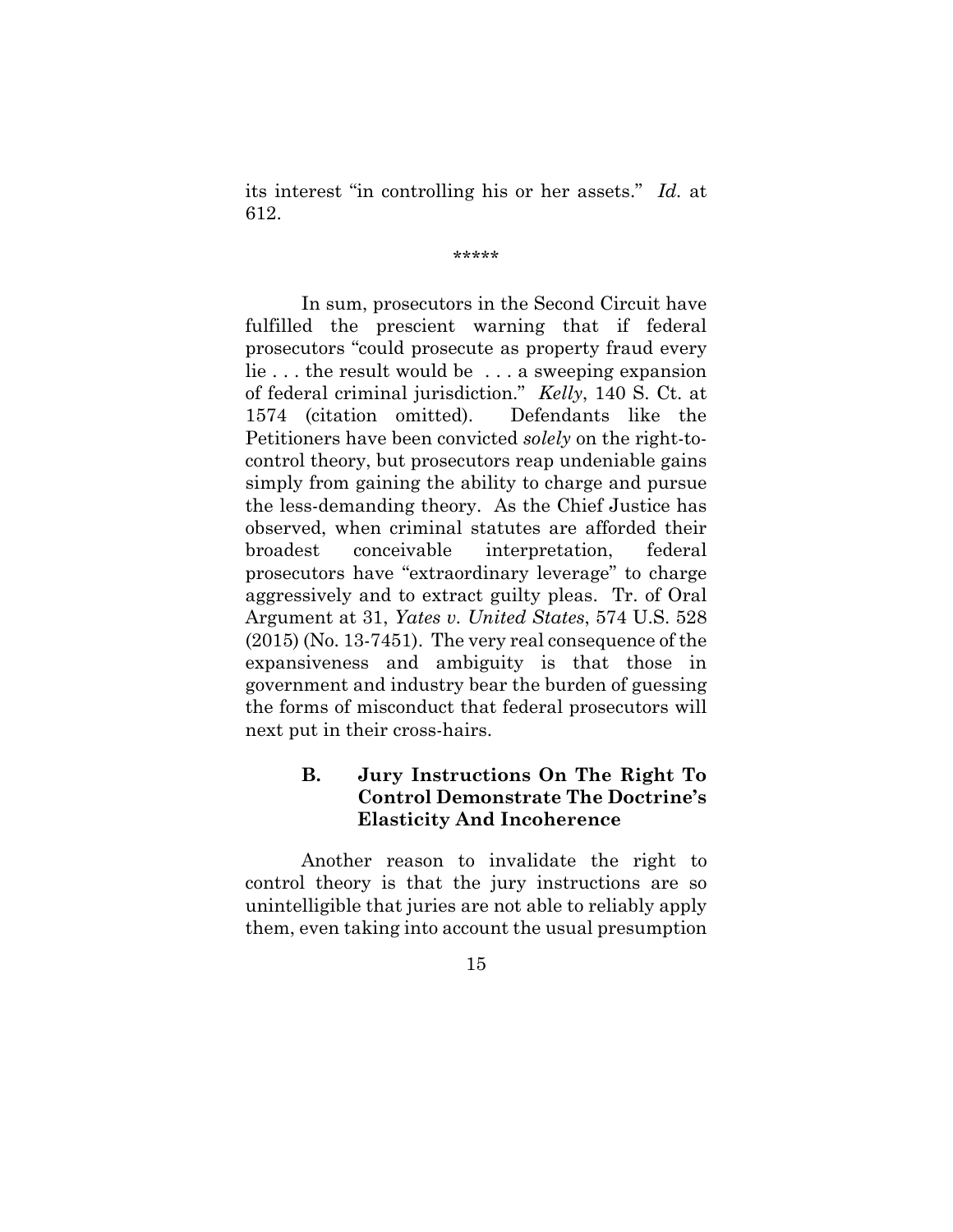its interest "in controlling his or her assets." *Id.* at 612.

\*\*\*\*\*

In sum, prosecutors in the Second Circuit have fulfilled the prescient warning that if federal prosecutors "could prosecute as property fraud every lie . . . the result would be . . . a sweeping expansion of federal criminal jurisdiction." *Kelly*, 140 S. Ct. at 1574 (citation omitted). Defendants like the Petitioners have been convicted *solely* on the right-to-control theory, but prosecutors reap undeniable gains simply from gaining the ability to charge and pursue the less-demanding theory. As the Chief Justice has observed, when criminal statutes are afforded their broadest conceivable interpretation, federal prosecutors have "extraordinary leverage" to charge aggressively and to extract guilty pleas. Tr. of Oral Argument at 31, *Yates v. United States*, 574 U.S. 528 (2015) (No. 13-7451). The very real consequence of the expansiveness and ambiguity is that those in government and industry bear the burden of guessing the forms of misconduct that federal prosecutors will next put in their cross-hairs.

### B. Jury Instructions On The Right To Control Demonstrate The Doctrine's Elasticity And Incoherence

Another reason to invalidate the right to control theory is that the jury instructions are so unintelligible that juries are not able to reliably apply them, even taking into account the usual presumption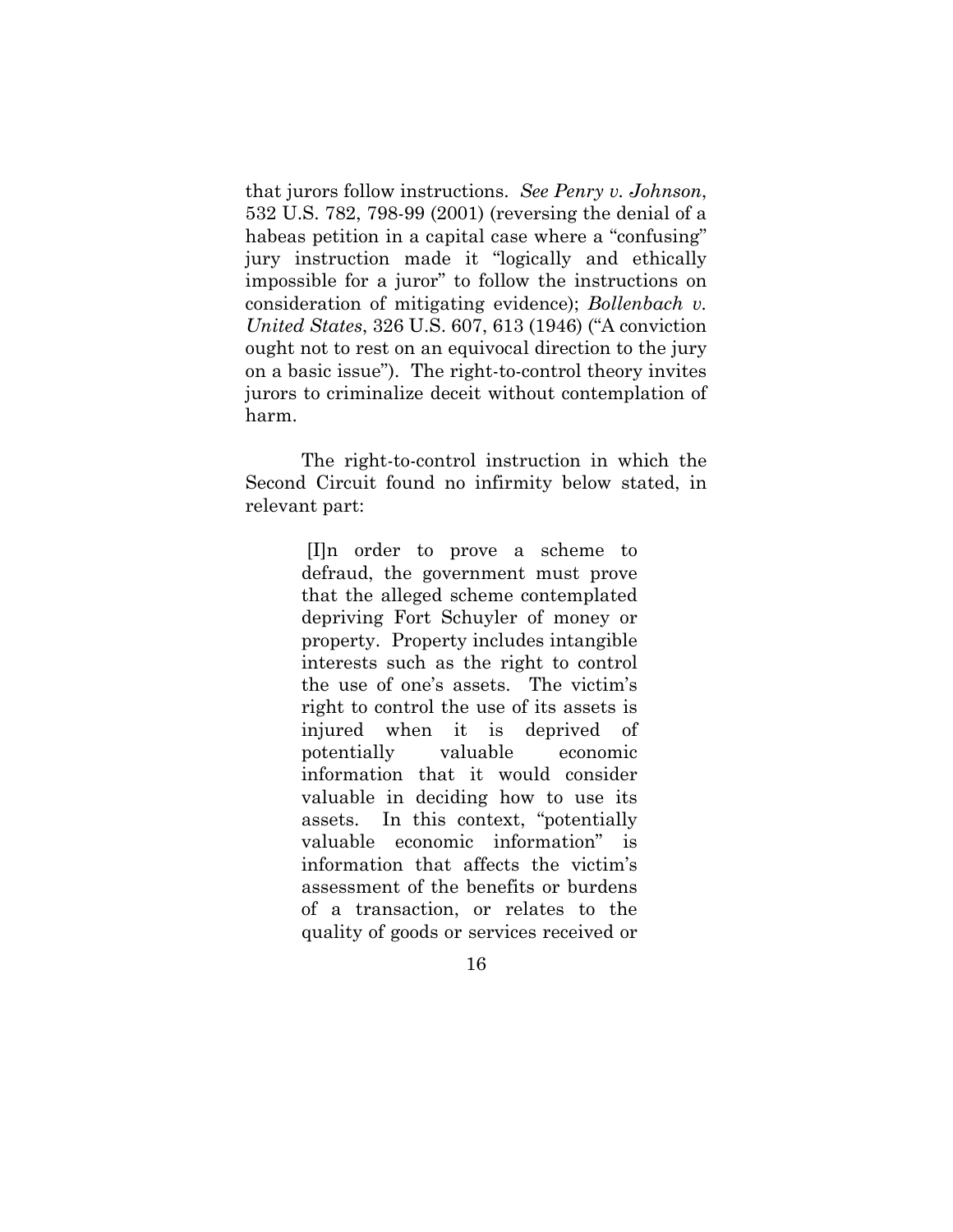that jurors follow instructions. *See Penry v. Johnson*, 532 U.S. 782, 798-99 (2001) (reversing the denial of a habeas petition in a capital case where a "confusing" jury instruction made it "logically and ethically impossible for a juror" to follow the instructions on consideration of mitigating evidence); *Bollenbach v. United States*, 326 U.S. 607, 613 (1946) ("A conviction ought not to rest on an equivocal direction to the jury on a basic issue"). The right-to-control theory invites jurors to criminalize deceit without contemplation of harm.

The right-to-control instruction in which the Second Circuit found no infirmity below stated, in relevant part:

> [I]n order to prove a scheme to defraud, the government must prove that the alleged scheme contemplated depriving Fort Schuyler of money or property. Property includes intangible interests such as the right to control the use of one's assets. The victim's right to control the use of its assets is injured when it is deprived of potentially valuable economic information that it would consider valuable in deciding how to use its assets. In this context, "potentially valuable economic information" is information that affects the victim's assessment of the benefits or burdens of a transaction, or relates to the quality of goods or services received or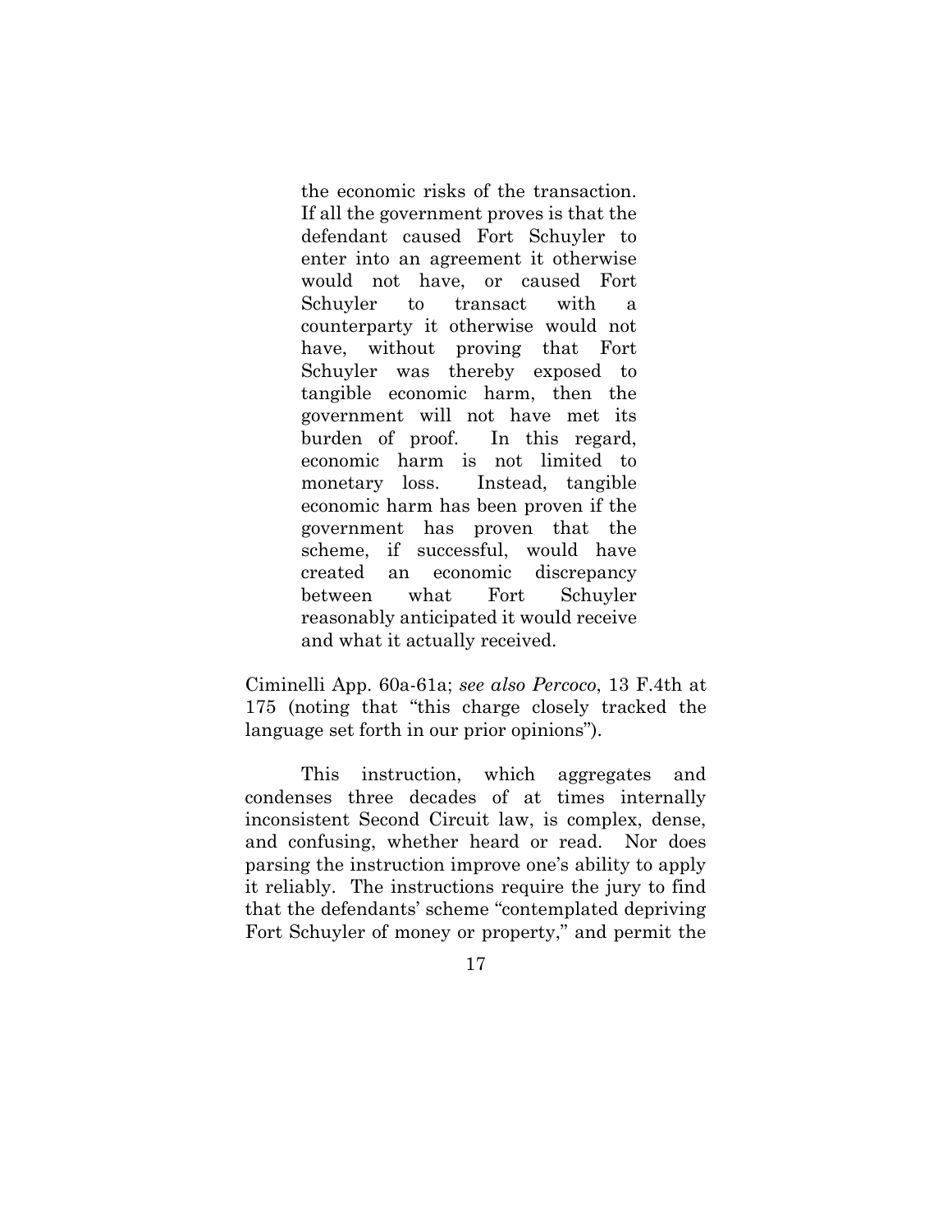> the economic risks of the transaction. If all the government proves is that the defendant caused Fort Schuyler to enter into an agreement it otherwise would not have, or caused Fort Schuyler to transact with a counterparty it otherwise would not have, without proving that Fort Schuyler was thereby exposed to tangible economic harm, then the government will not have met its burden of proof. In this regard, economic harm is not limited to monetary loss. Instead, tangible economic harm has been proven if the government has proven that the scheme, if successful, would have created an economic discrepancy between what Fort Schuyler reasonably anticipated it would receive and what it actually received.

Ciminelli App. 60a-61a; *see also Percoco*, 13 F.4th at 175 (noting that "this charge closely tracked the language set forth in our prior opinions").

This instruction, which aggregates and condenses three decades of at times internally inconsistent Second Circuit law, is complex, dense, and confusing, whether heard or read. Nor does parsing the instruction improve one's ability to apply it reliably. The instructions require the jury to find that the defendants' scheme "contemplated depriving Fort Schuyler of money or property," and permit the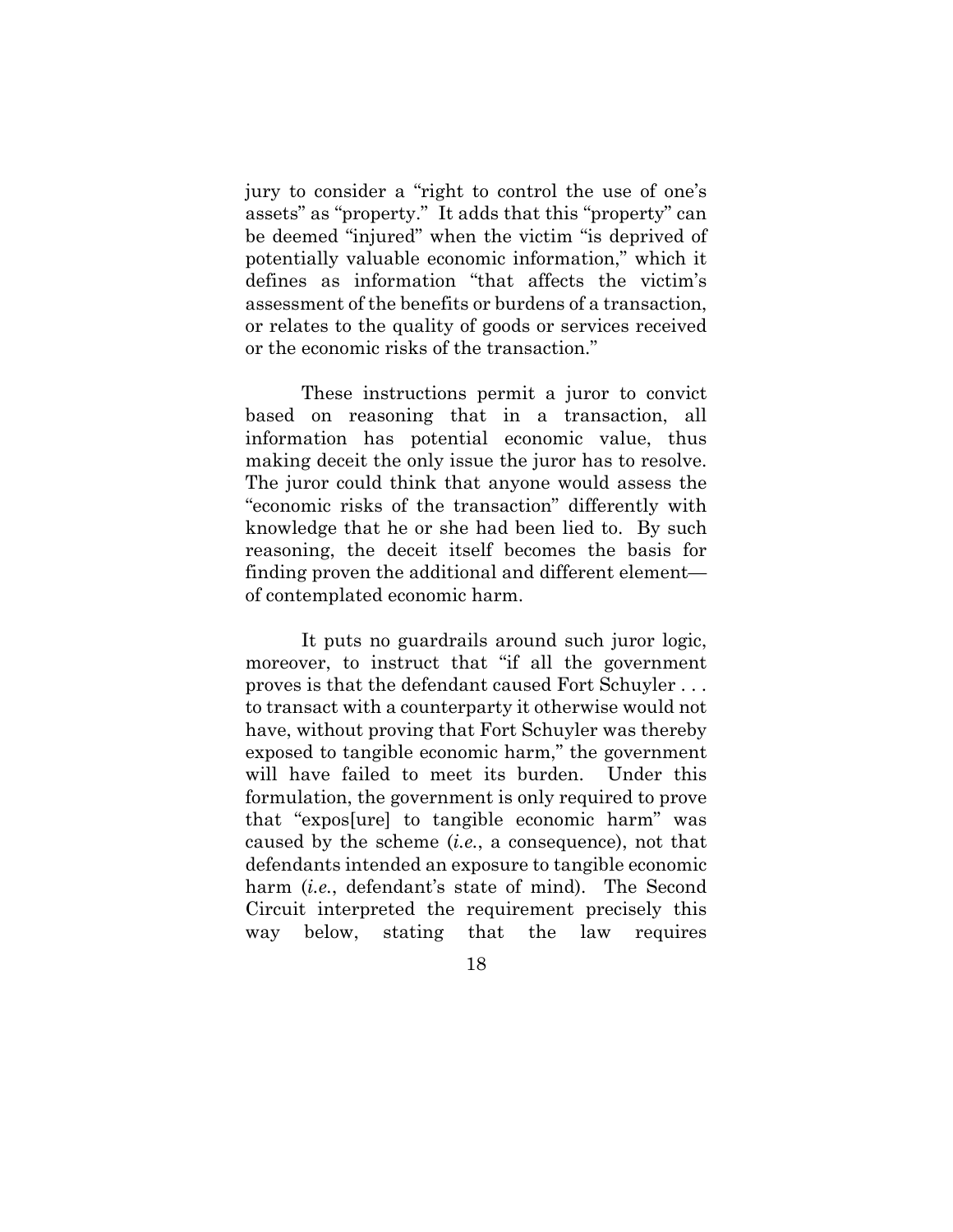jury to consider a "right to control the use of one's assets" as "property." It adds that this "property" can be deemed "injured" when the victim "is deprived of potentially valuable economic information," which it defines as information "that affects the victim's assessment of the benefits or burdens of a transaction, or relates to the quality of goods or services received or the economic risks of the transaction."

These instructions permit a juror to convict based on reasoning that in a transaction, all information has potential economic value, thus making deceit the only issue the juror has to resolve. The juror could think that anyone would assess the "economic risks of the transaction" differently with knowledge that he or she had been lied to. By such reasoning, the deceit itself becomes the basis for finding proven the additional and different element—of contemplated economic harm.

It puts no guardrails around such juror logic, moreover, to instruct that "if all the government proves is that the defendant caused Fort Schuyler . . . to transact with a counterparty it otherwise would not have, without proving that Fort Schuyler was thereby exposed to tangible economic harm," the government will have failed to meet its burden. Under this formulation, the government is only required to prove that "expos[ure] to tangible economic harm" was caused by the scheme (*i.e.*, a consequence), not that defendants intended an exposure to tangible economic harm (*i.e.*, defendant's state of mind). The Second Circuit interpreted the requirement precisely this way below, stating that the law requires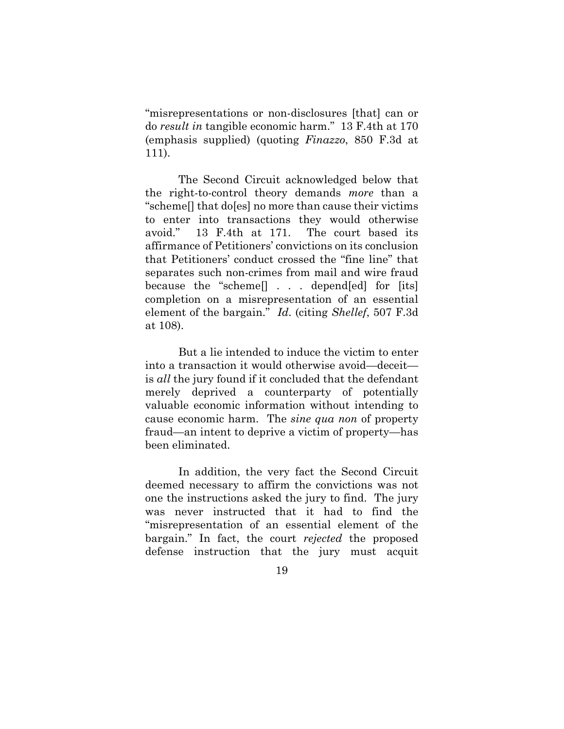"misrepresentations or non-disclosures [that] can or do *result in* tangible economic harm." 13 F.4th at 170 (emphasis supplied) (quoting *Finazzo*, 850 F.3d at 111).

The Second Circuit acknowledged below that the right-to-control theory demands *more* than a "scheme[] that do[es] no more than cause their victims to enter into transactions they would otherwise avoid." 13 F.4th at 171. The court based its affirmance of Petitioners' convictions on its conclusion that Petitioners' conduct crossed the "fine line" that separates such non-crimes from mail and wire fraud because the "scheme[] . . . depend[ed] for [its] completion on a misrepresentation of an essential element of the bargain." *Id*. (citing *Shellef*, 507 F.3d at 108).

But a lie intended to induce the victim to enter into a transaction it would otherwise avoid—deceit—is *all* the jury found if it concluded that the defendant merely deprived a counterparty of potentially valuable economic information without intending to cause economic harm. The *sine qua non* of property fraud—an intent to deprive a victim of property—has been eliminated.

In addition, the very fact the Second Circuit deemed necessary to affirm the convictions was not one the instructions asked the jury to find. The jury was never instructed that it had to find the "misrepresentation of an essential element of the bargain." In fact, the court *rejected* the proposed defense instruction that the jury must acquit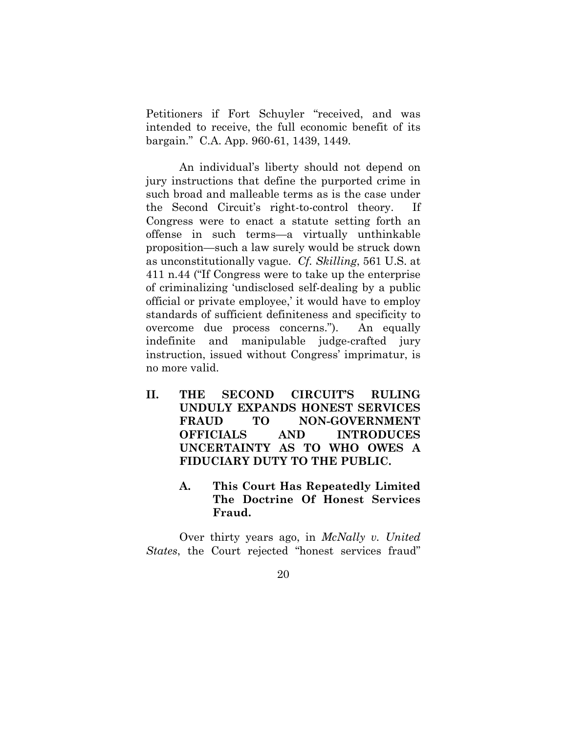Petitioners if Fort Schuyler "received, and was intended to receive, the full economic benefit of its bargain." C.A. App. 960-61, 1439, 1449.

An individual's liberty should not depend on jury instructions that define the purported crime in such broad and malleable terms as is the case under the Second Circuit's right-to-control theory. If Congress were to enact a statute setting forth an offense in such terms—a virtually unthinkable proposition—such a law surely would be struck down as unconstitutionally vague. *Cf. Skilling*, 561 U.S. at 411 n.44 ("If Congress were to take up the enterprise of criminalizing 'undisclosed self-dealing by a public official or private employee,' it would have to employ standards of sufficient definiteness and specificity to overcome due process concerns."). An equally indefinite and manipulable judge-crafted jury instruction, issued without Congress' imprimatur, is no more valid.

## II. THE SECOND CIRCUIT'S RULING UNDULY EXPANDS HONEST SERVICES FRAUD TO NON-GOVERNMENT OFFICIALS AND INTRODUCES UNCERTAINTY AS TO WHO OWES A FIDUCIARY DUTY TO THE PUBLIC.

### A. This Court Has Repeatedly Limited The Doctrine Of Honest Services Fraud.

Over thirty years ago, in *McNally v. United States*, the Court rejected "honest services fraud"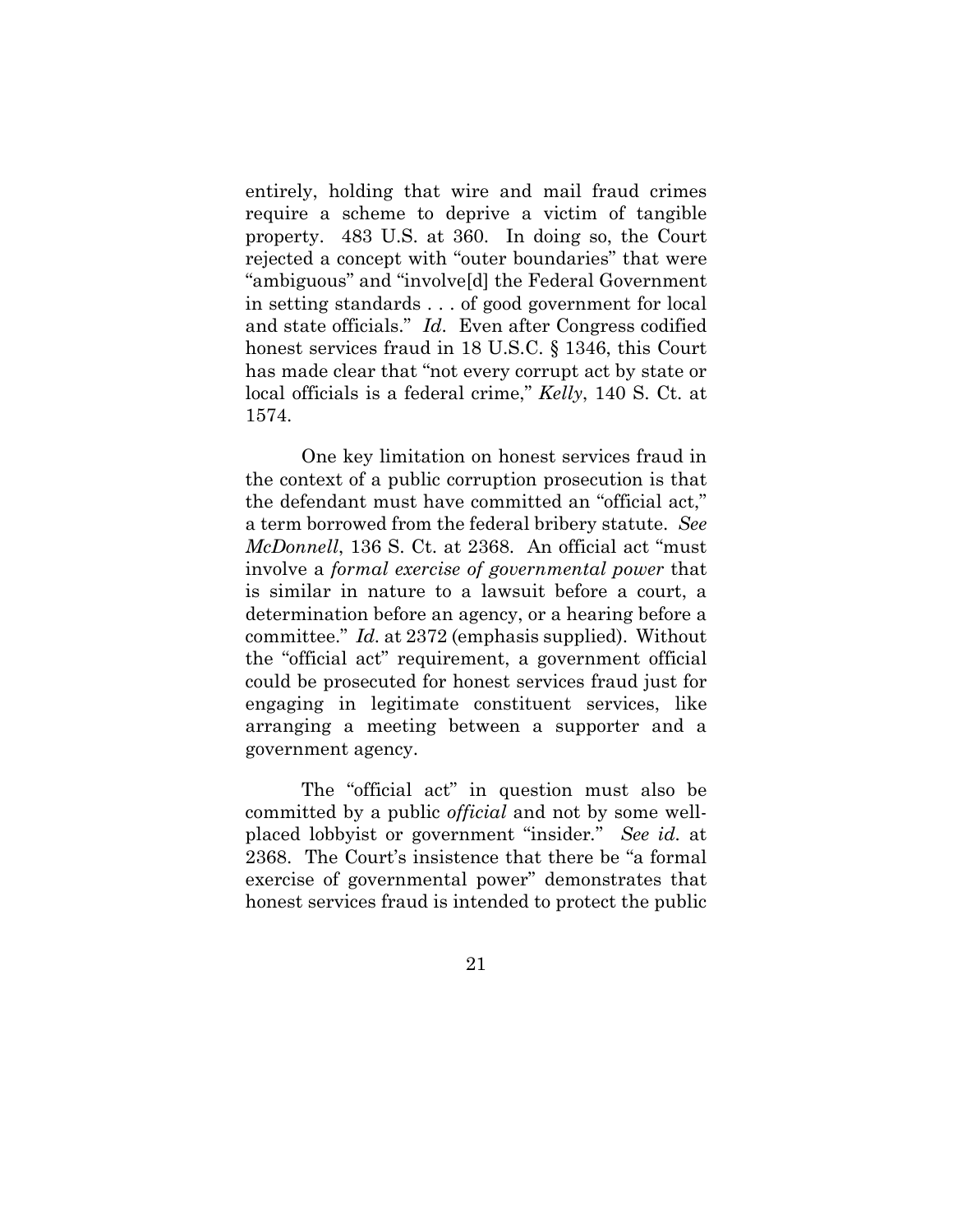entirely, holding that wire and mail fraud crimes require a scheme to deprive a victim of tangible property. 483 U.S. at 360. In doing so, the Court rejected a concept with "outer boundaries" that were "ambiguous" and "involve[d] the Federal Government in setting standards . . . of good government for local and state officials." *Id*. Even after Congress codified honest services fraud in 18 U.S.C. § 1346, this Court has made clear that "not every corrupt act by state or local officials is a federal crime," *Kelly*, 140 S. Ct. at 1574.

One key limitation on honest services fraud in the context of a public corruption prosecution is that the defendant must have committed an "official act," a term borrowed from the federal bribery statute. *See McDonnell*, 136 S. Ct. at 2368. An official act "must involve a *formal exercise of governmental power* that is similar in nature to a lawsuit before a court, a determination before an agency, or a hearing before a committee." *Id*. at 2372 (emphasis supplied). Without the "official act" requirement, a government official could be prosecuted for honest services fraud just for engaging in legitimate constituent services, like arranging a meeting between a supporter and a government agency.

The "official act" in question must also be committed by a public *official* and not by some well-placed lobbyist or government "insider." *See id*. at 2368. The Court's insistence that there be "a formal exercise of governmental power" demonstrates that honest services fraud is intended to protect the public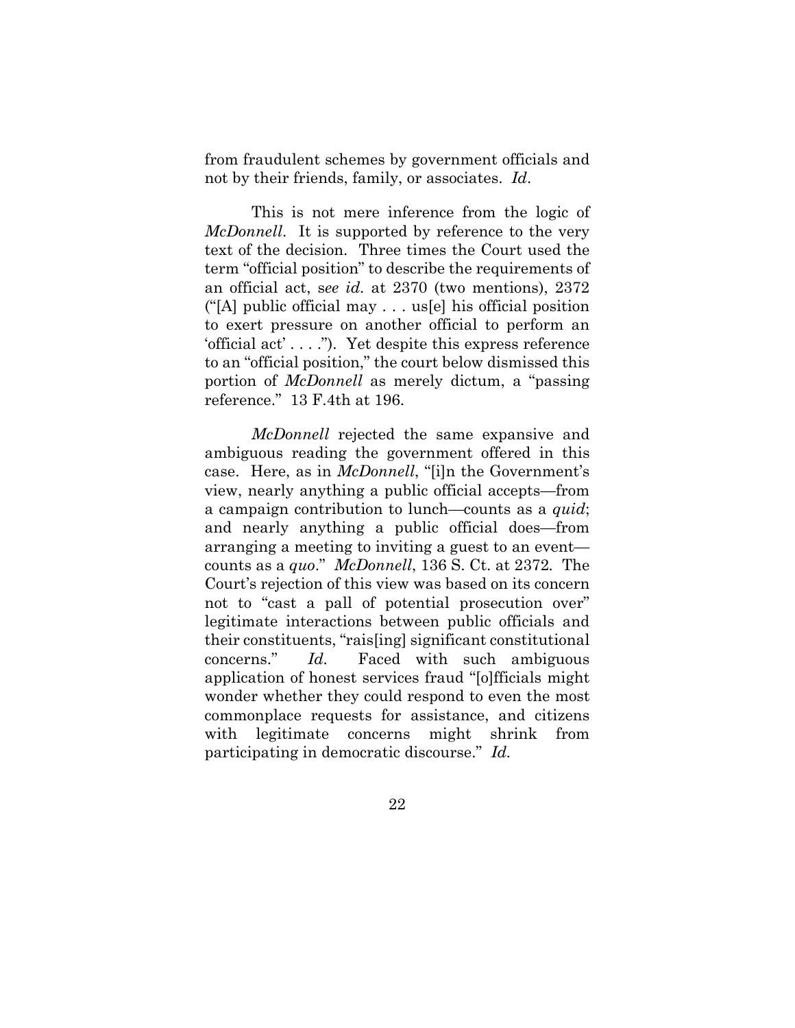from fraudulent schemes by government officials and not by their friends, family, or associates. *Id*.

This is not mere inference from the logic of *McDonnell*. It is supported by reference to the very text of the decision. Three times the Court used the term "official position" to describe the requirements of an official act, s*ee id.* at 2370 (two mentions), 2372 ("[A] public official may . . . us[e] his official position to exert pressure on another official to perform an 'official act' . . . ."). Yet despite this express reference to an "official position," the court below dismissed this portion of *McDonnell* as merely dictum, a "passing reference." 13 F.4th at 196.

*McDonnell* rejected the same expansive and ambiguous reading the government offered in this case. Here, as in *McDonnell*, "[i]n the Government's view, nearly anything a public official accepts—from a campaign contribution to lunch—counts as a *quid*; and nearly anything a public official does—from arranging a meeting to inviting a guest to an event—counts as a *quo*." *McDonnell*, 136 S. Ct. at 2372*.* The Court's rejection of this view was based on its concern not to "cast a pall of potential prosecution over" legitimate interactions between public officials and their constituents, "rais[ing] significant constitutional concerns." *Id.* Faced with such ambiguous application of honest services fraud "[o]fficials might wonder whether they could respond to even the most commonplace requests for assistance, and citizens with legitimate concerns might shrink from participating in democratic discourse." *Id.*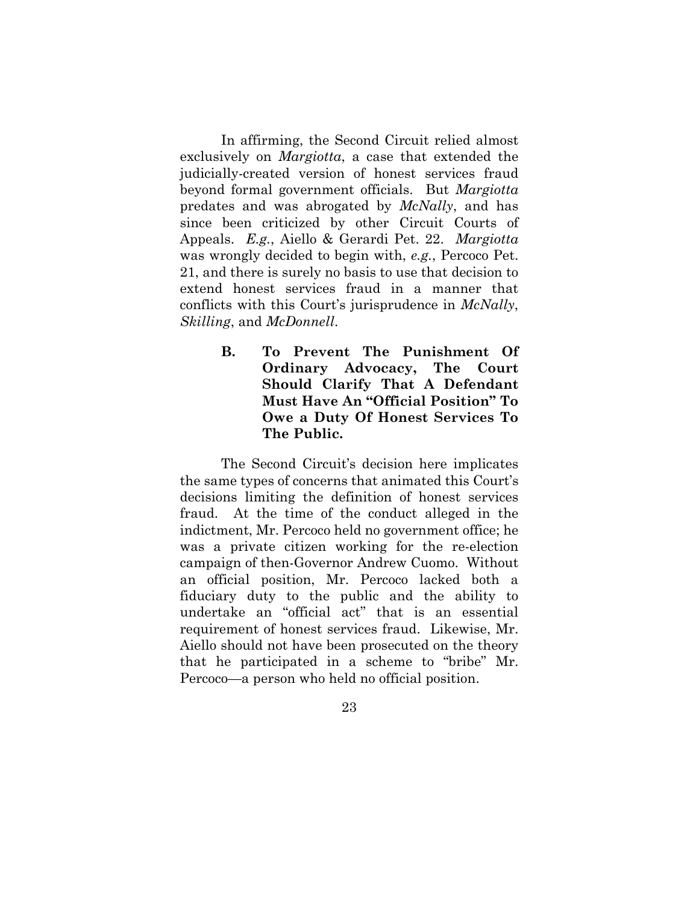In affirming, the Second Circuit relied almost exclusively on *Margiotta*, a case that extended the judicially-created version of honest services fraud beyond formal government officials. But *Margiotta* predates and was abrogated by *McNally*, and has since been criticized by other Circuit Courts of Appeals. *E.g.*, Aiello & Gerardi Pet. 22. *Margiotta* was wrongly decided to begin with, *e.g.*, Percoco Pet. 21, and there is surely no basis to use that decision to extend honest services fraud in a manner that conflicts with this Court's jurisprudence in *McNally*, *Skilling*, and *McDonnell*.

### B. To Prevent The Punishment Of Ordinary Advocacy, The Court Should Clarify That A Defendant Must Have An "Official Position" To Owe a Duty Of Honest Services To The Public.

The Second Circuit's decision here implicates the same types of concerns that animated this Court's decisions limiting the definition of honest services fraud. At the time of the conduct alleged in the indictment, Mr. Percoco held no government office; he was a private citizen working for the re-election campaign of then-Governor Andrew Cuomo. Without an official position, Mr. Percoco lacked both a fiduciary duty to the public and the ability to undertake an "official act" that is an essential requirement of honest services fraud. Likewise, Mr. Aiello should not have been prosecuted on the theory that he participated in a scheme to "bribe" Mr. Percoco—a person who held no official position.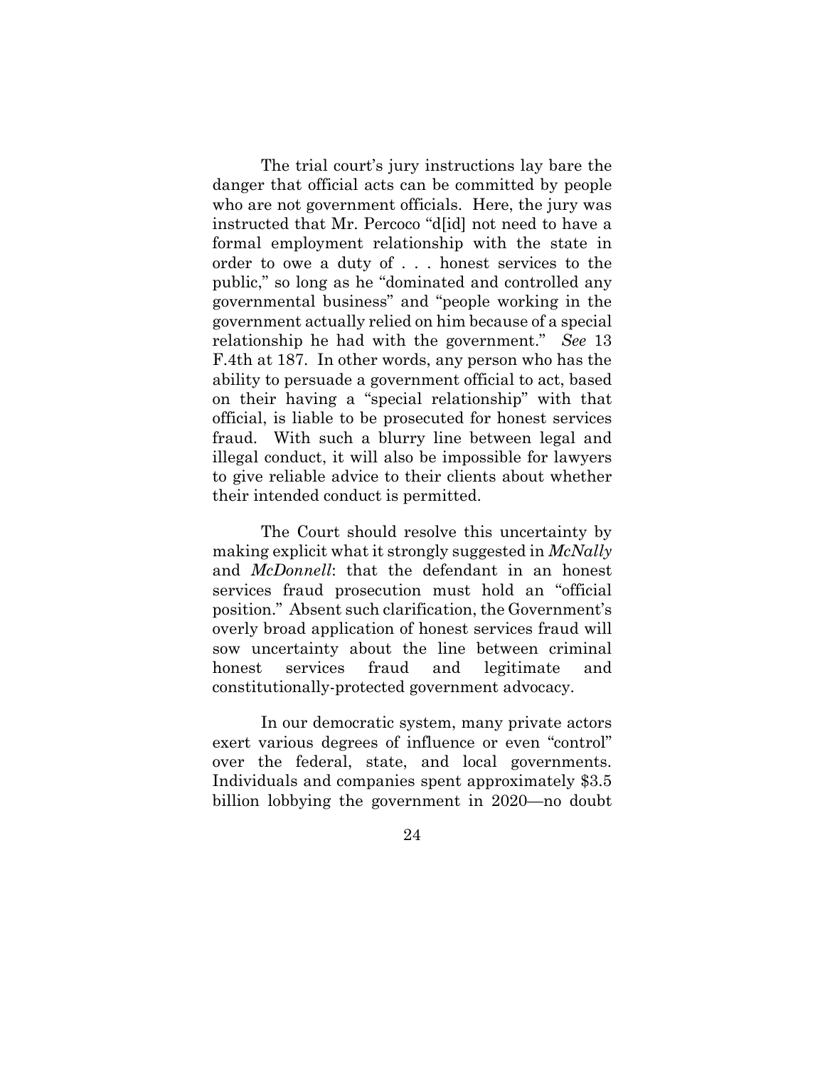The trial court's jury instructions lay bare the danger that official acts can be committed by people who are not government officials. Here, the jury was instructed that Mr. Percoco "d[id] not need to have a formal employment relationship with the state in order to owe a duty of . . . honest services to the public," so long as he "dominated and controlled any governmental business" and "people working in the government actually relied on him because of a special relationship he had with the government." *See* 13 F.4th at 187. In other words, any person who has the ability to persuade a government official to act, based on their having a "special relationship" with that official, is liable to be prosecuted for honest services fraud. With such a blurry line between legal and illegal conduct, it will also be impossible for lawyers to give reliable advice to their clients about whether their intended conduct is permitted.

The Court should resolve this uncertainty by making explicit what it strongly suggested in *McNally* and *McDonnell*: that the defendant in an honest services fraud prosecution must hold an "official position." Absent such clarification, the Government's overly broad application of honest services fraud will sow uncertainty about the line between criminal honest services fraud and legitimate and constitutionally-protected government advocacy.

In our democratic system, many private actors exert various degrees of influence or even "control" over the federal, state, and local governments. Individuals and companies spent approximately $3.5 billion lobbying the government in 2020—no doubt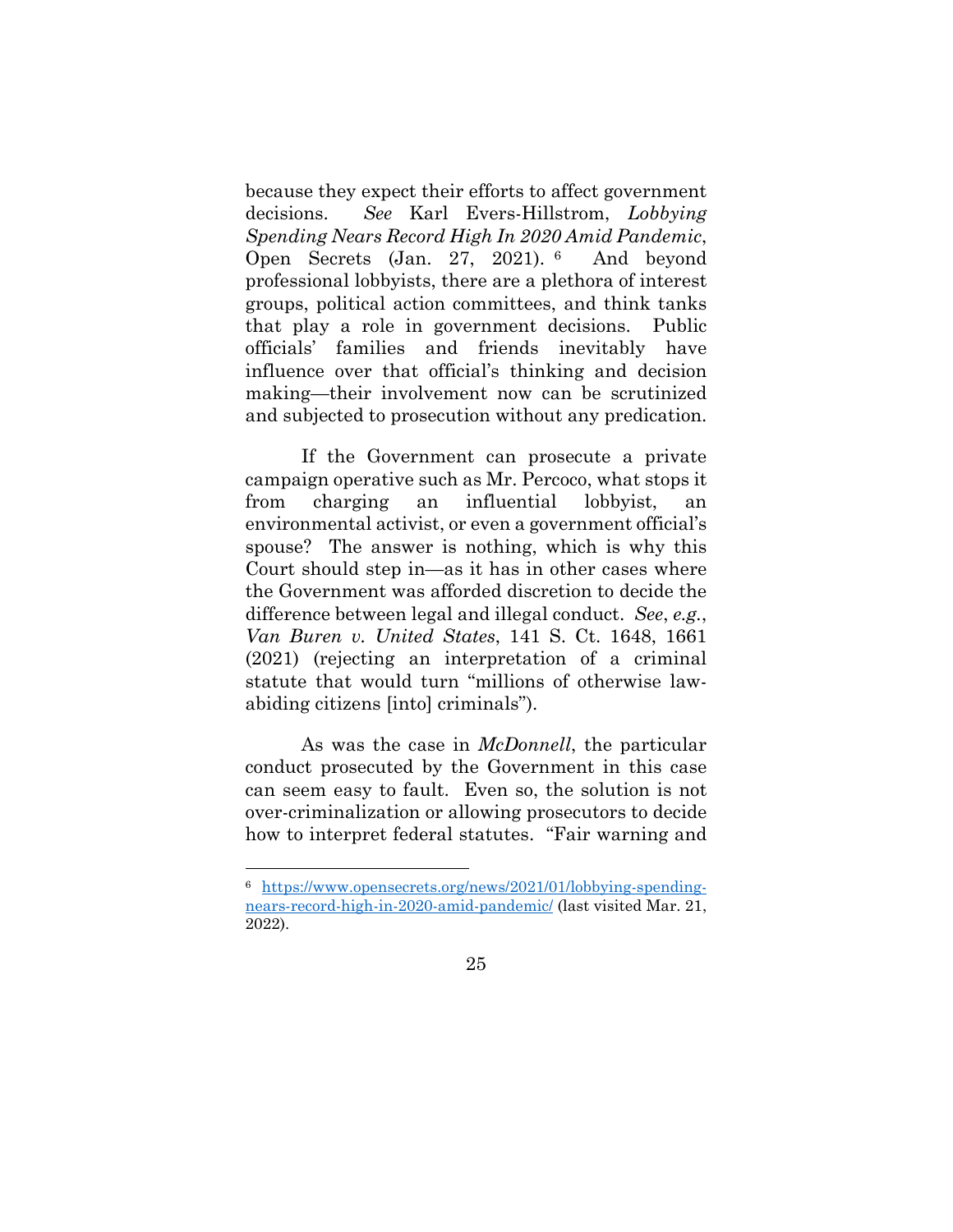because they expect their efforts to affect government decisions. *See* Karl Evers-Hillstrom, *Lobbying Spending Nears Record High In 2020 Amid Pandemic*, Open Secrets (Jan. 27, 2021).[6] And beyond professional lobbyists, there are a plethora of interest groups, political action committees, and think tanks that play a role in government decisions. Public officials' families and friends inevitably have influence over that official's thinking and decision making—their involvement now can be scrutinized and subjected to prosecution without any predication.

If the Government can prosecute a private campaign operative such as Mr. Percoco, what stops it from charging an influential lobbyist, an environmental activist, or even a government official's spouse? The answer is nothing, which is why this Court should step in—as it has in other cases where the Government was afforded discretion to decide the difference between legal and illegal conduct. *See*, *e.g.*, *Van Buren v. United States*, 141 S. Ct. 1648, 1661 (2021) (rejecting an interpretation of a criminal statute that would turn "millions of otherwise law-abiding citizens [into] criminals").

As was the case in *McDonnell*, the particular conduct prosecuted by the Government in this case can seem easy to fault. Even so, the solution is not over-criminalization or allowing prosecutors to decide how to interpret federal statutes. "Fair warning and

---

[6] https://www.opensecrets.org/news/2021/01/lobbying-spending-nears-record-high-in-2020-amid-pandemic/ (last visited Mar. 21, 2022).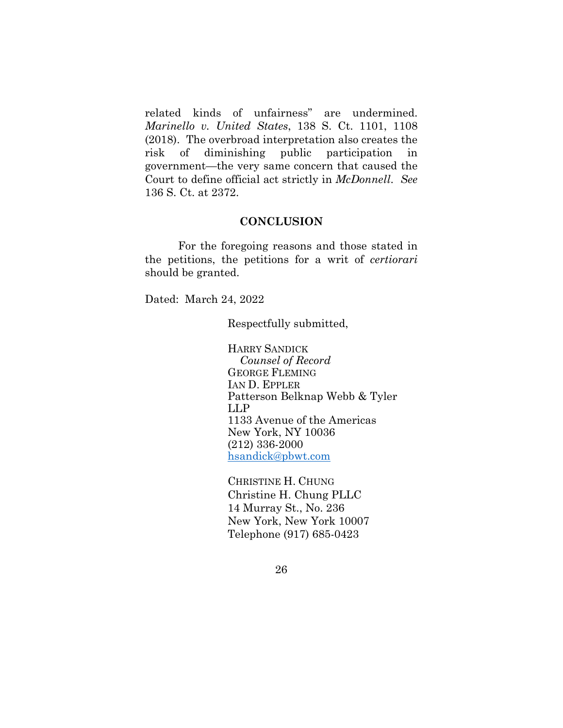related kinds of unfairness" are undermined. *Marinello v. United States*, 138 S. Ct. 1101, 1108 (2018). The overbroad interpretation also creates the risk of diminishing public participation in government—the very same concern that caused the Court to define official act strictly in *McDonnell*. *See* 136 S. Ct. at 2372.

## CONCLUSION

For the foregoing reasons and those stated in the petitions, the petitions for a writ of *certiorari* should be granted.

Dated: March 24, 2022

Respectfully submitted,

HARRY SANDICK
*Counsel of Record*
GEORGE FLEMING
IAN D. EPPLER
Patterson Belknap Webb & Tyler LLP
1133 Avenue of the Americas
New York, NY 10036
(212) 336-2000
hsandick@pbwt.com

CHRISTINE H. CHUNG
Christine H. Chung PLLC
14 Murray St., No. 236
New York, New York 10007
Telephone (917) 685-0423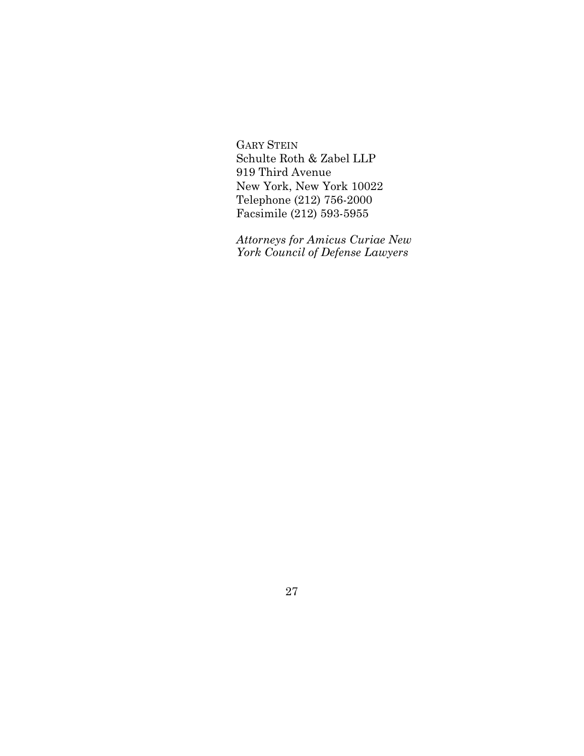GARY STEIN
Schulte Roth & Zabel LLP
919 Third Avenue
New York, New York 10022
Telephone (212) 756-2000
Facsimile (212) 593-5955

*Attorneys for Amicus Curiae New York Council of Defense Lawyers*